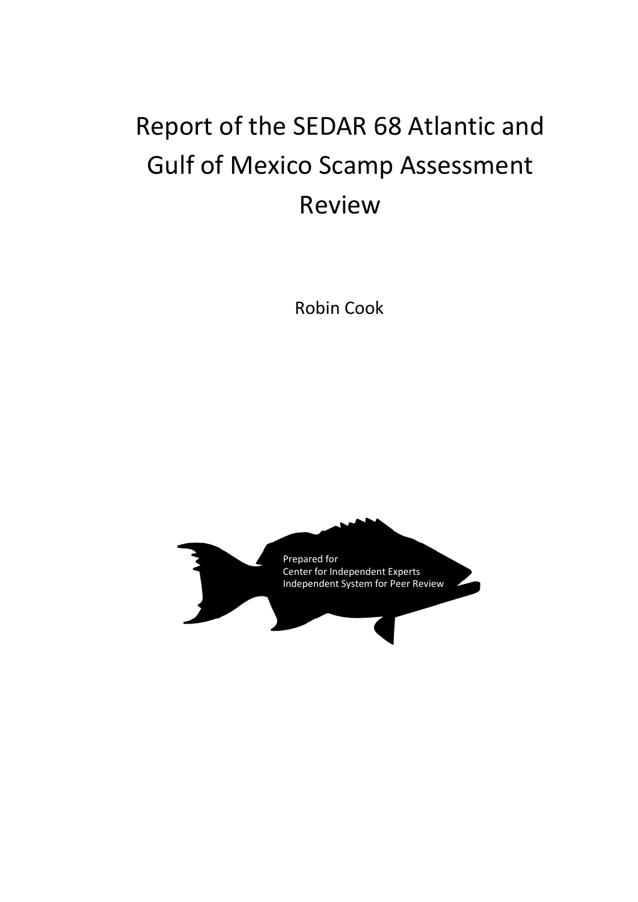# Report of the SEDAR 68 Atlantic and Gulf of Mexico Scamp Assessment Review

Robin Cook

Prepared for
Center for Independent Experts
Independent System for Peer Review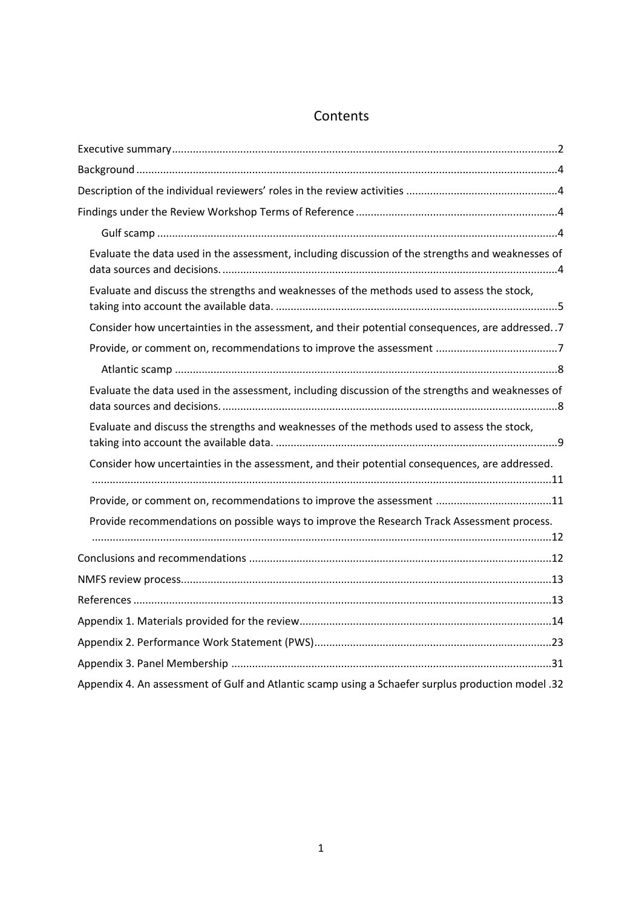# Contents

Executive summary .....2

Background .....4

Description of the individual reviewers' roles in the review activities .....4

Findings under the Review Workshop Terms of Reference .....4

- Gulf scamp .....4
  - Evaluate the data used in the assessment, including discussion of the strengths and weaknesses of data sources and decisions. .....4
  - Evaluate and discuss the strengths and weaknesses of the methods used to assess the stock, taking into account the available data. .....5
  - Consider how uncertainties in the assessment, and their potential consequences, are addressed. .7
  - Provide, or comment on, recommendations to improve the assessment .....7
- Atlantic scamp .....8
  - Evaluate the data used in the assessment, including discussion of the strengths and weaknesses of data sources and decisions. .....8
  - Evaluate and discuss the strengths and weaknesses of the methods used to assess the stock, taking into account the available data. .....9
  - Consider how uncertainties in the assessment, and their potential consequences, are addressed. .....11
  - Provide, or comment on, recommendations to improve the assessment .....11
  - Provide recommendations on possible ways to improve the Research Track Assessment process. .....12

Conclusions and recommendations .....12

NMFS review process .....13

References .....13

Appendix 1. Materials provided for the review .....14

Appendix 2. Performance Work Statement (PWS) .....23

Appendix 3. Panel Membership .....31

Appendix 4. An assessment of Gulf and Atlantic scamp using a Schaefer surplus production model .32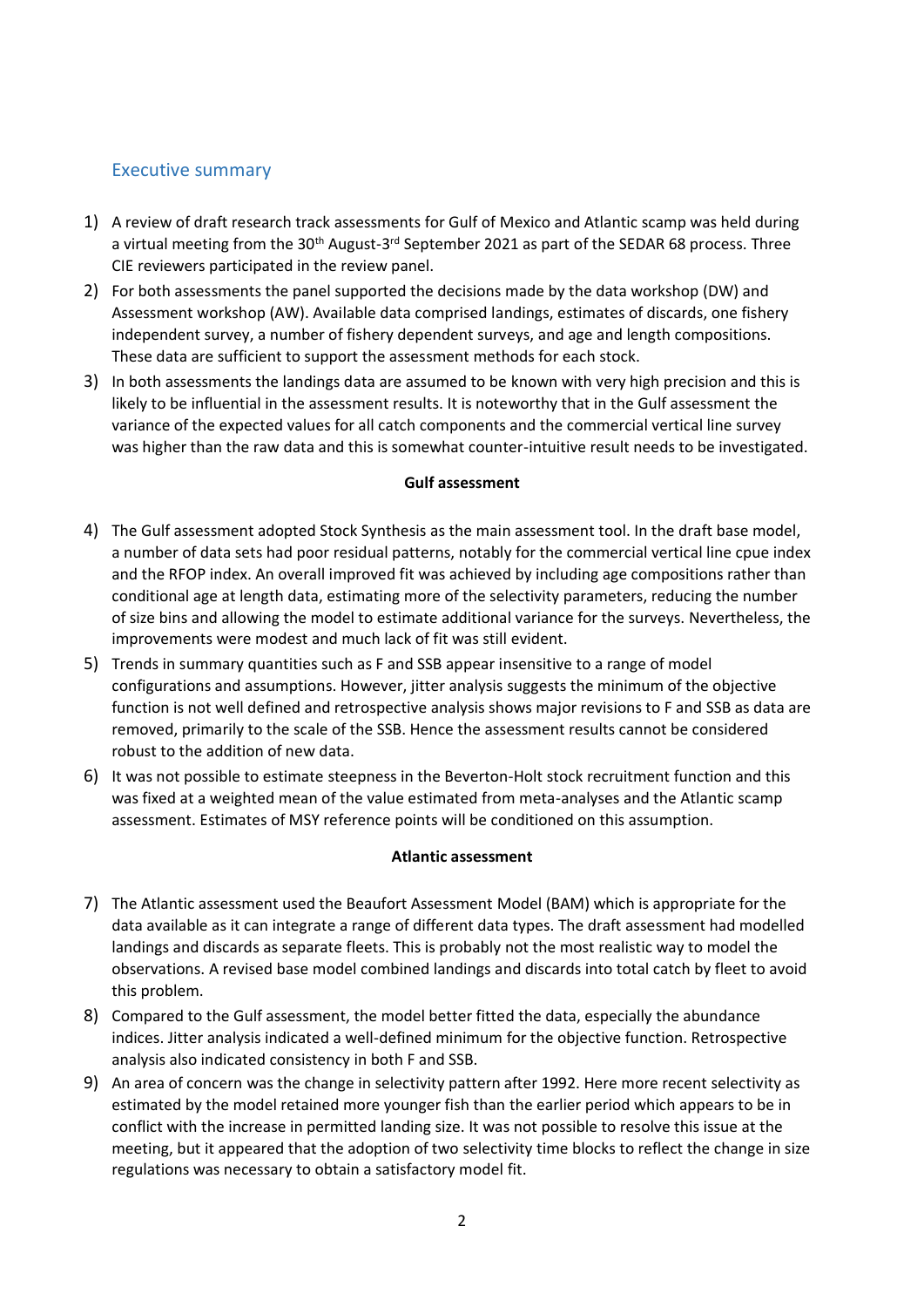## Executive summary

1) A review of draft research track assessments for Gulf of Mexico and Atlantic scamp was held during a virtual meeting from the 30th August-3rd September 2021 as part of the SEDAR 68 process. Three CIE reviewers participated in the review panel.
2) For both assessments the panel supported the decisions made by the data workshop (DW) and Assessment workshop (AW). Available data comprised landings, estimates of discards, one fishery independent survey, a number of fishery dependent surveys, and age and length compositions. These data are sufficient to support the assessment methods for each stock.
3) In both assessments the landings data are assumed to be known with very high precision and this is likely to be influential in the assessment results. It is noteworthy that in the Gulf assessment the variance of the expected values for all catch components and the commercial vertical line survey was higher than the raw data and this is somewhat counter-intuitive result needs to be investigated.

**Gulf assessment**

4) The Gulf assessment adopted Stock Synthesis as the main assessment tool. In the draft base model, a number of data sets had poor residual patterns, notably for the commercial vertical line cpue index and the RFOP index. An overall improved fit was achieved by including age compositions rather than conditional age at length data, estimating more of the selectivity parameters, reducing the number of size bins and allowing the model to estimate additional variance for the surveys. Nevertheless, the improvements were modest and much lack of fit was still evident.
5) Trends in summary quantities such as F and SSB appear insensitive to a range of model configurations and assumptions. However, jitter analysis suggests the minimum of the objective function is not well defined and retrospective analysis shows major revisions to F and SSB as data are removed, primarily to the scale of the SSB. Hence the assessment results cannot be considered robust to the addition of new data.
6) It was not possible to estimate steepness in the Beverton-Holt stock recruitment function and this was fixed at a weighted mean of the value estimated from meta-analyses and the Atlantic scamp assessment. Estimates of MSY reference points will be conditioned on this assumption.

**Atlantic assessment**

7) The Atlantic assessment used the Beaufort Assessment Model (BAM) which is appropriate for the data available as it can integrate a range of different data types. The draft assessment had modelled landings and discards as separate fleets. This is probably not the most realistic way to model the observations. A revised base model combined landings and discards into total catch by fleet to avoid this problem.
8) Compared to the Gulf assessment, the model better fitted the data, especially the abundance indices. Jitter analysis indicated a well-defined minimum for the objective function. Retrospective analysis also indicated consistency in both F and SSB.
9) An area of concern was the change in selectivity pattern after 1992. Here more recent selectivity as estimated by the model retained more younger fish than the earlier period which appears to be in conflict with the increase in permitted landing size. It was not possible to resolve this issue at the meeting, but it appeared that the adoption of two selectivity time blocks to reflect the change in size regulations was necessary to obtain a satisfactory model fit.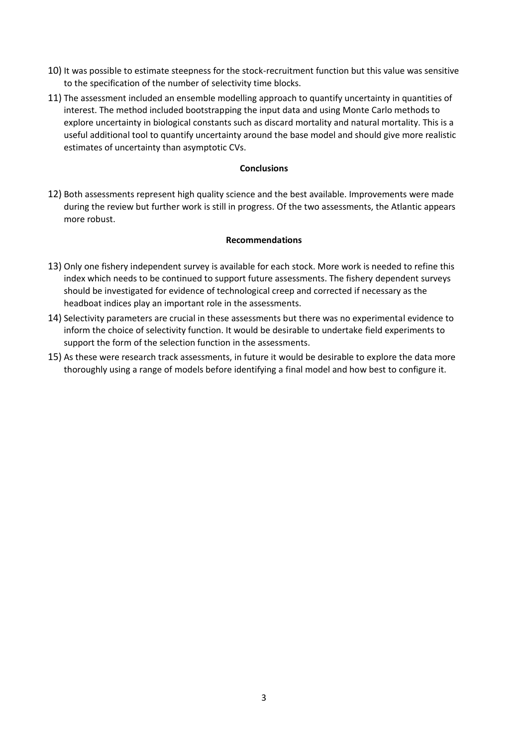10) It was possible to estimate steepness for the stock-recruitment function but this value was sensitive to the specification of the number of selectivity time blocks.

11) The assessment included an ensemble modelling approach to quantify uncertainty in quantities of interest. The method included bootstrapping the input data and using Monte Carlo methods to explore uncertainty in biological constants such as discard mortality and natural mortality. This is a useful additional tool to quantify uncertainty around the base model and should give more realistic estimates of uncertainty than asymptotic CVs.

**Conclusions**

12) Both assessments represent high quality science and the best available. Improvements were made during the review but further work is still in progress. Of the two assessments, the Atlantic appears more robust.

**Recommendations**

13) Only one fishery independent survey is available for each stock. More work is needed to refine this index which needs to be continued to support future assessments. The fishery dependent surveys should be investigated for evidence of technological creep and corrected if necessary as the headboat indices play an important role in the assessments.

14) Selectivity parameters are crucial in these assessments but there was no experimental evidence to inform the choice of selectivity function. It would be desirable to undertake field experiments to support the form of the selection function in the assessments.

15) As these were research track assessments, in future it would be desirable to explore the data more thoroughly using a range of models before identifying a final model and how best to configure it.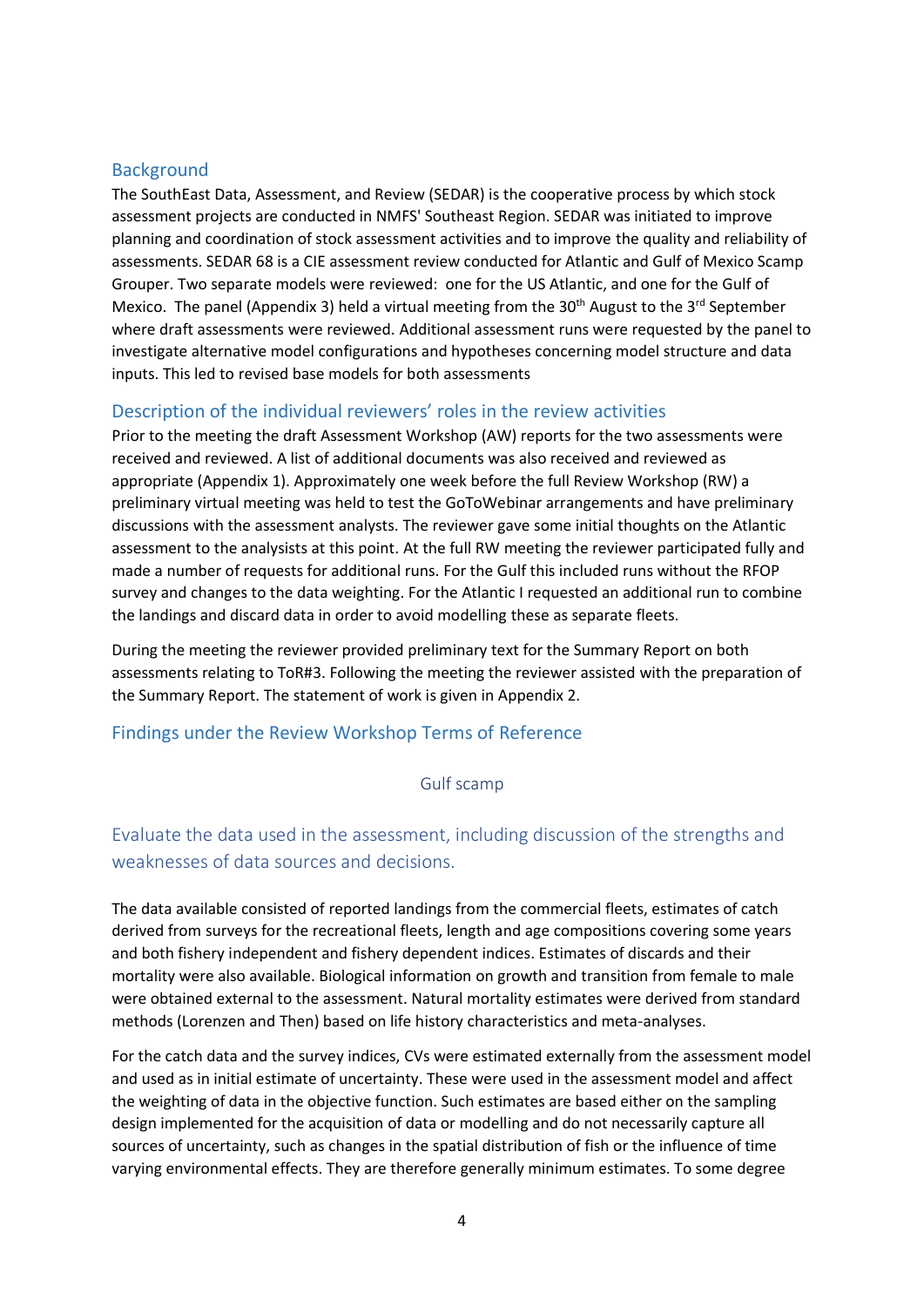## Background

The SouthEast Data, Assessment, and Review (SEDAR) is the cooperative process by which stock assessment projects are conducted in NMFS' Southeast Region. SEDAR was initiated to improve planning and coordination of stock assessment activities and to improve the quality and reliability of assessments. SEDAR 68 is a CIE assessment review conducted for Atlantic and Gulf of Mexico Scamp Grouper. Two separate models were reviewed: one for the US Atlantic, and one for the Gulf of Mexico. The panel (Appendix 3) held a virtual meeting from the 30th August to the 3rd September where draft assessments were reviewed. Additional assessment runs were requested by the panel to investigate alternative model configurations and hypotheses concerning model structure and data inputs. This led to revised base models for both assessments

## Description of the individual reviewers' roles in the review activities

Prior to the meeting the draft Assessment Workshop (AW) reports for the two assessments were received and reviewed. A list of additional documents was also received and reviewed as appropriate (Appendix 1). Approximately one week before the full Review Workshop (RW) a preliminary virtual meeting was held to test the GoToWebinar arrangements and have preliminary discussions with the assessment analysts. The reviewer gave some initial thoughts on the Atlantic assessment to the analysists at this point. At the full RW meeting the reviewer participated fully and made a number of requests for additional runs. For the Gulf this included runs without the RFOP survey and changes to the data weighting. For the Atlantic I requested an additional run to combine the landings and discard data in order to avoid modelling these as separate fleets.

During the meeting the reviewer provided preliminary text for the Summary Report on both assessments relating to ToR#3. Following the meeting the reviewer assisted with the preparation of the Summary Report. The statement of work is given in Appendix 2.

## Findings under the Review Workshop Terms of Reference

### Gulf scamp

### Evaluate the data used in the assessment, including discussion of the strengths and weaknesses of data sources and decisions.

The data available consisted of reported landings from the commercial fleets, estimates of catch derived from surveys for the recreational fleets, length and age compositions covering some years and both fishery independent and fishery dependent indices. Estimates of discards and their mortality were also available. Biological information on growth and transition from female to male were obtained external to the assessment. Natural mortality estimates were derived from standard methods (Lorenzen and Then) based on life history characteristics and meta-analyses.

For the catch data and the survey indices, CVs were estimated externally from the assessment model and used as in initial estimate of uncertainty. These were used in the assessment model and affect the weighting of data in the objective function. Such estimates are based either on the sampling design implemented for the acquisition of data or modelling and do not necessarily capture all sources of uncertainty, such as changes in the spatial distribution of fish or the influence of time varying environmental effects. They are therefore generally minimum estimates. To some degree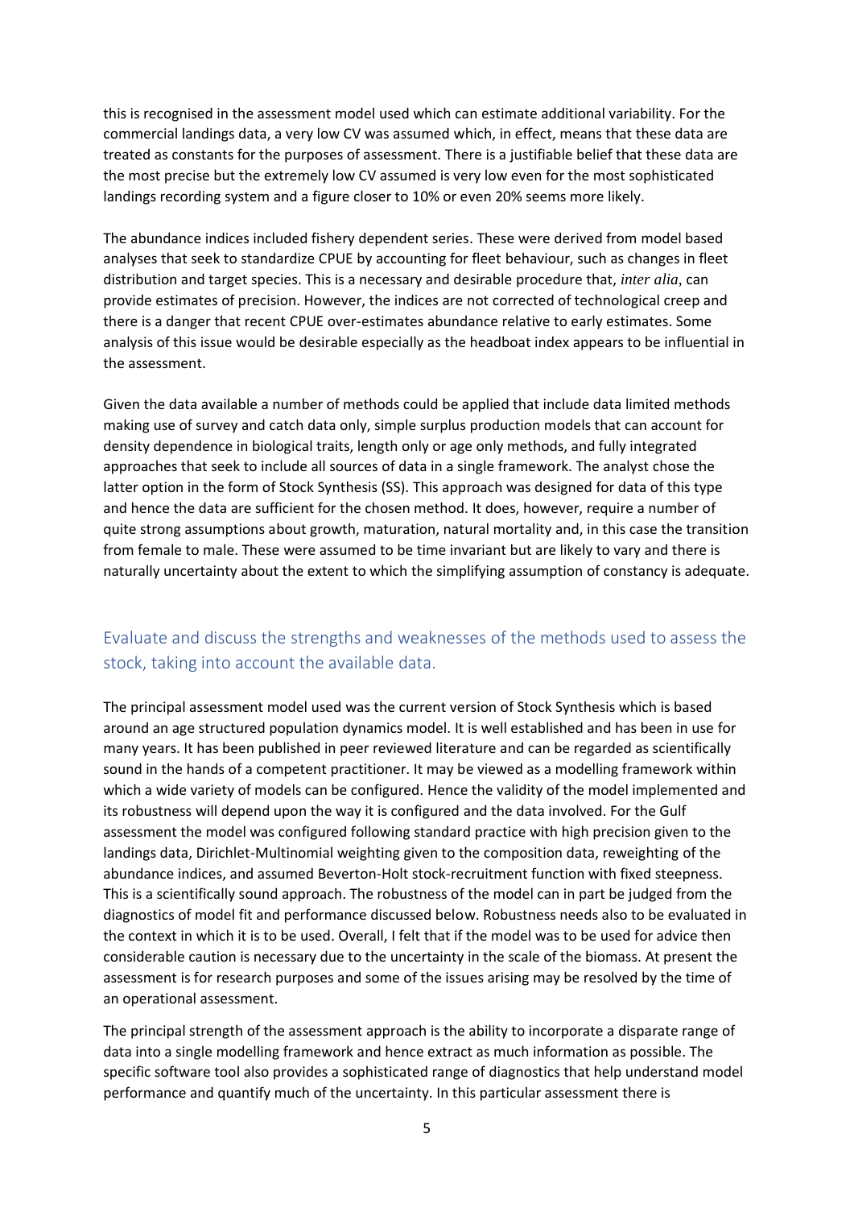this is recognised in the assessment model used which can estimate additional variability. For the commercial landings data, a very low CV was assumed which, in effect, means that these data are treated as constants for the purposes of assessment. There is a justifiable belief that these data are the most precise but the extremely low CV assumed is very low even for the most sophisticated landings recording system and a figure closer to 10% or even 20% seems more likely.

The abundance indices included fishery dependent series. These were derived from model based analyses that seek to standardize CPUE by accounting for fleet behaviour, such as changes in fleet distribution and target species. This is a necessary and desirable procedure that, *inter alia*, can provide estimates of precision. However, the indices are not corrected of technological creep and there is a danger that recent CPUE over-estimates abundance relative to early estimates. Some analysis of this issue would be desirable especially as the headboat index appears to be influential in the assessment.

Given the data available a number of methods could be applied that include data limited methods making use of survey and catch data only, simple surplus production models that can account for density dependence in biological traits, length only or age only methods, and fully integrated approaches that seek to include all sources of data in a single framework. The analyst chose the latter option in the form of Stock Synthesis (SS). This approach was designed for data of this type and hence the data are sufficient for the chosen method. It does, however, require a number of quite strong assumptions about growth, maturation, natural mortality and, in this case the transition from female to male. These were assumed to be time invariant but are likely to vary and there is naturally uncertainty about the extent to which the simplifying assumption of constancy is adequate.

## Evaluate and discuss the strengths and weaknesses of the methods used to assess the stock, taking into account the available data.

The principal assessment model used was the current version of Stock Synthesis which is based around an age structured population dynamics model. It is well established and has been in use for many years. It has been published in peer reviewed literature and can be regarded as scientifically sound in the hands of a competent practitioner. It may be viewed as a modelling framework within which a wide variety of models can be configured. Hence the validity of the model implemented and its robustness will depend upon the way it is configured and the data involved. For the Gulf assessment the model was configured following standard practice with high precision given to the landings data, Dirichlet-Multinomial weighting given to the composition data, reweighting of the abundance indices, and assumed Beverton-Holt stock-recruitment function with fixed steepness. This is a scientifically sound approach. The robustness of the model can in part be judged from the diagnostics of model fit and performance discussed below. Robustness needs also to be evaluated in the context in which it is to be used. Overall, I felt that if the model was to be used for advice then considerable caution is necessary due to the uncertainty in the scale of the biomass. At present the assessment is for research purposes and some of the issues arising may be resolved by the time of an operational assessment.

The principal strength of the assessment approach is the ability to incorporate a disparate range of data into a single modelling framework and hence extract as much information as possible. The specific software tool also provides a sophisticated range of diagnostics that help understand model performance and quantify much of the uncertainty. In this particular assessment there is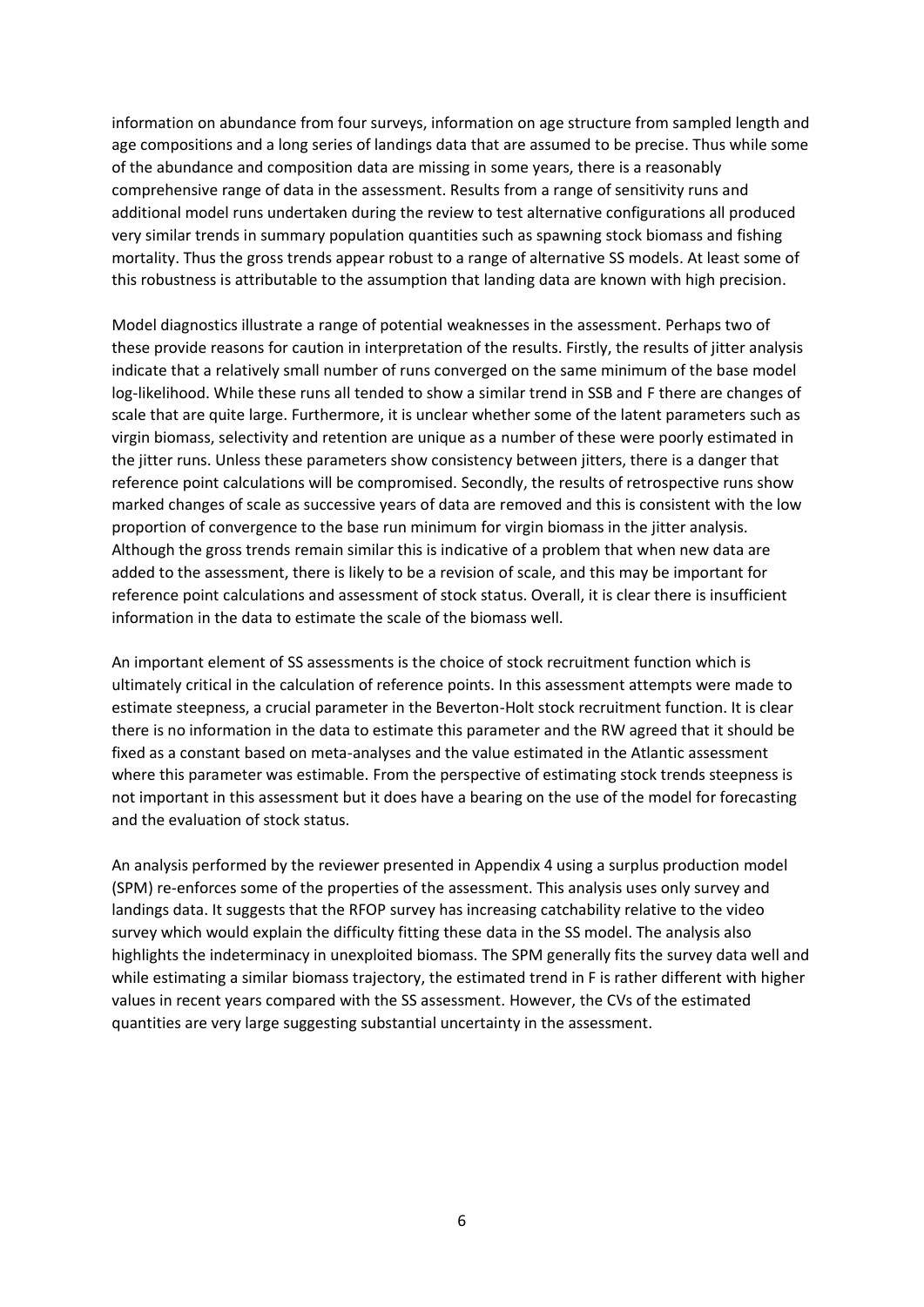information on abundance from four surveys, information on age structure from sampled length and age compositions and a long series of landings data that are assumed to be precise. Thus while some of the abundance and composition data are missing in some years, there is a reasonably comprehensive range of data in the assessment. Results from a range of sensitivity runs and additional model runs undertaken during the review to test alternative configurations all produced very similar trends in summary population quantities such as spawning stock biomass and fishing mortality. Thus the gross trends appear robust to a range of alternative SS models. At least some of this robustness is attributable to the assumption that landing data are known with high precision.

Model diagnostics illustrate a range of potential weaknesses in the assessment. Perhaps two of these provide reasons for caution in interpretation of the results. Firstly, the results of jitter analysis indicate that a relatively small number of runs converged on the same minimum of the base model log-likelihood. While these runs all tended to show a similar trend in SSB and F there are changes of scale that are quite large. Furthermore, it is unclear whether some of the latent parameters such as virgin biomass, selectivity and retention are unique as a number of these were poorly estimated in the jitter runs. Unless these parameters show consistency between jitters, there is a danger that reference point calculations will be compromised. Secondly, the results of retrospective runs show marked changes of scale as successive years of data are removed and this is consistent with the low proportion of convergence to the base run minimum for virgin biomass in the jitter analysis. Although the gross trends remain similar this is indicative of a problem that when new data are added to the assessment, there is likely to be a revision of scale, and this may be important for reference point calculations and assessment of stock status. Overall, it is clear there is insufficient information in the data to estimate the scale of the biomass well.

An important element of SS assessments is the choice of stock recruitment function which is ultimately critical in the calculation of reference points. In this assessment attempts were made to estimate steepness, a crucial parameter in the Beverton-Holt stock recruitment function. It is clear there is no information in the data to estimate this parameter and the RW agreed that it should be fixed as a constant based on meta-analyses and the value estimated in the Atlantic assessment where this parameter was estimable. From the perspective of estimating stock trends steepness is not important in this assessment but it does have a bearing on the use of the model for forecasting and the evaluation of stock status.

An analysis performed by the reviewer presented in Appendix 4 using a surplus production model (SPM) re-enforces some of the properties of the assessment. This analysis uses only survey and landings data. It suggests that the RFOP survey has increasing catchability relative to the video survey which would explain the difficulty fitting these data in the SS model. The analysis also highlights the indeterminacy in unexploited biomass. The SPM generally fits the survey data well and while estimating a similar biomass trajectory, the estimated trend in F is rather different with higher values in recent years compared with the SS assessment. However, the CVs of the estimated quantities are very large suggesting substantial uncertainty in the assessment.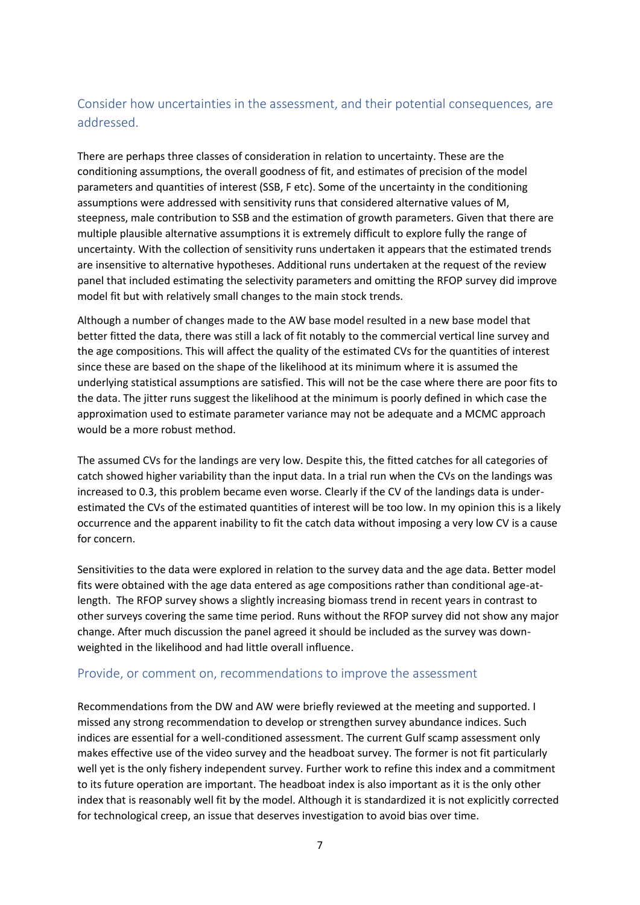## Consider how uncertainties in the assessment, and their potential consequences, are addressed.

There are perhaps three classes of consideration in relation to uncertainty. These are the conditioning assumptions, the overall goodness of fit, and estimates of precision of the model parameters and quantities of interest (SSB, F etc). Some of the uncertainty in the conditioning assumptions were addressed with sensitivity runs that considered alternative values of M, steepness, male contribution to SSB and the estimation of growth parameters. Given that there are multiple plausible alternative assumptions it is extremely difficult to explore fully the range of uncertainty. With the collection of sensitivity runs undertaken it appears that the estimated trends are insensitive to alternative hypotheses. Additional runs undertaken at the request of the review panel that included estimating the selectivity parameters and omitting the RFOP survey did improve model fit but with relatively small changes to the main stock trends.

Although a number of changes made to the AW base model resulted in a new base model that better fitted the data, there was still a lack of fit notably to the commercial vertical line survey and the age compositions. This will affect the quality of the estimated CVs for the quantities of interest since these are based on the shape of the likelihood at its minimum where it is assumed the underlying statistical assumptions are satisfied. This will not be the case where there are poor fits to the data. The jitter runs suggest the likelihood at the minimum is poorly defined in which case the approximation used to estimate parameter variance may not be adequate and a MCMC approach would be a more robust method.

The assumed CVs for the landings are very low. Despite this, the fitted catches for all categories of catch showed higher variability than the input data. In a trial run when the CVs on the landings was increased to 0.3, this problem became even worse. Clearly if the CV of the landings data is under-estimated the CVs of the estimated quantities of interest will be too low. In my opinion this is a likely occurrence and the apparent inability to fit the catch data without imposing a very low CV is a cause for concern.

Sensitivities to the data were explored in relation to the survey data and the age data. Better model fits were obtained with the age data entered as age compositions rather than conditional age-at-length. The RFOP survey shows a slightly increasing biomass trend in recent years in contrast to other surveys covering the same time period. Runs without the RFOP survey did not show any major change. After much discussion the panel agreed it should be included as the survey was down-weighted in the likelihood and had little overall influence.

## Provide, or comment on, recommendations to improve the assessment

Recommendations from the DW and AW were briefly reviewed at the meeting and supported. I missed any strong recommendation to develop or strengthen survey abundance indices. Such indices are essential for a well-conditioned assessment. The current Gulf scamp assessment only makes effective use of the video survey and the headboat survey. The former is not fit particularly well yet is the only fishery independent survey. Further work to refine this index and a commitment to its future operation are important. The headboat index is also important as it is the only other index that is reasonably well fit by the model. Although it is standardized it is not explicitly corrected for technological creep, an issue that deserves investigation to avoid bias over time.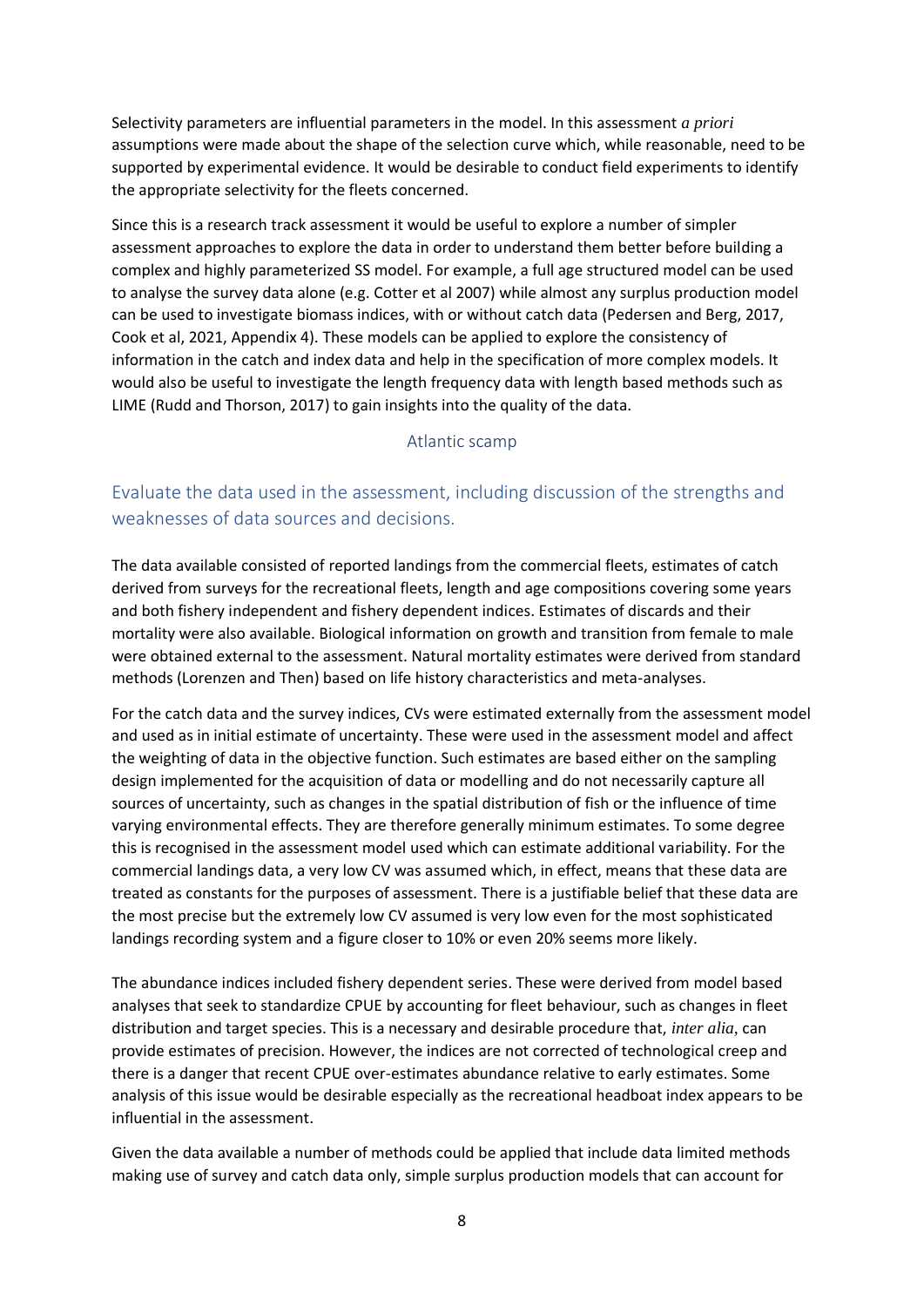Selectivity parameters are influential parameters in the model. In this assessment *a priori* assumptions were made about the shape of the selection curve which, while reasonable, need to be supported by experimental evidence. It would be desirable to conduct field experiments to identify the appropriate selectivity for the fleets concerned.

Since this is a research track assessment it would be useful to explore a number of simpler assessment approaches to explore the data in order to understand them better before building a complex and highly parameterized SS model. For example, a full age structured model can be used to analyse the survey data alone (e.g. Cotter et al 2007) while almost any surplus production model can be used to investigate biomass indices, with or without catch data (Pedersen and Berg, 2017, Cook et al, 2021, Appendix 4). These models can be applied to explore the consistency of information in the catch and index data and help in the specification of more complex models. It would also be useful to investigate the length frequency data with length based methods such as LIME (Rudd and Thorson, 2017) to gain insights into the quality of the data.

### Atlantic scamp

## Evaluate the data used in the assessment, including discussion of the strengths and weaknesses of data sources and decisions.

The data available consisted of reported landings from the commercial fleets, estimates of catch derived from surveys for the recreational fleets, length and age compositions covering some years and both fishery independent and fishery dependent indices. Estimates of discards and their mortality were also available. Biological information on growth and transition from female to male were obtained external to the assessment. Natural mortality estimates were derived from standard methods (Lorenzen and Then) based on life history characteristics and meta-analyses.

For the catch data and the survey indices, CVs were estimated externally from the assessment model and used as in initial estimate of uncertainty. These were used in the assessment model and affect the weighting of data in the objective function. Such estimates are based either on the sampling design implemented for the acquisition of data or modelling and do not necessarily capture all sources of uncertainty, such as changes in the spatial distribution of fish or the influence of time varying environmental effects. They are therefore generally minimum estimates. To some degree this is recognised in the assessment model used which can estimate additional variability. For the commercial landings data, a very low CV was assumed which, in effect, means that these data are treated as constants for the purposes of assessment. There is a justifiable belief that these data are the most precise but the extremely low CV assumed is very low even for the most sophisticated landings recording system and a figure closer to 10% or even 20% seems more likely.

The abundance indices included fishery dependent series. These were derived from model based analyses that seek to standardize CPUE by accounting for fleet behaviour, such as changes in fleet distribution and target species. This is a necessary and desirable procedure that, *inter alia*, can provide estimates of precision. However, the indices are not corrected of technological creep and there is a danger that recent CPUE over-estimates abundance relative to early estimates. Some analysis of this issue would be desirable especially as the recreational headboat index appears to be influential in the assessment.

Given the data available a number of methods could be applied that include data limited methods making use of survey and catch data only, simple surplus production models that can account for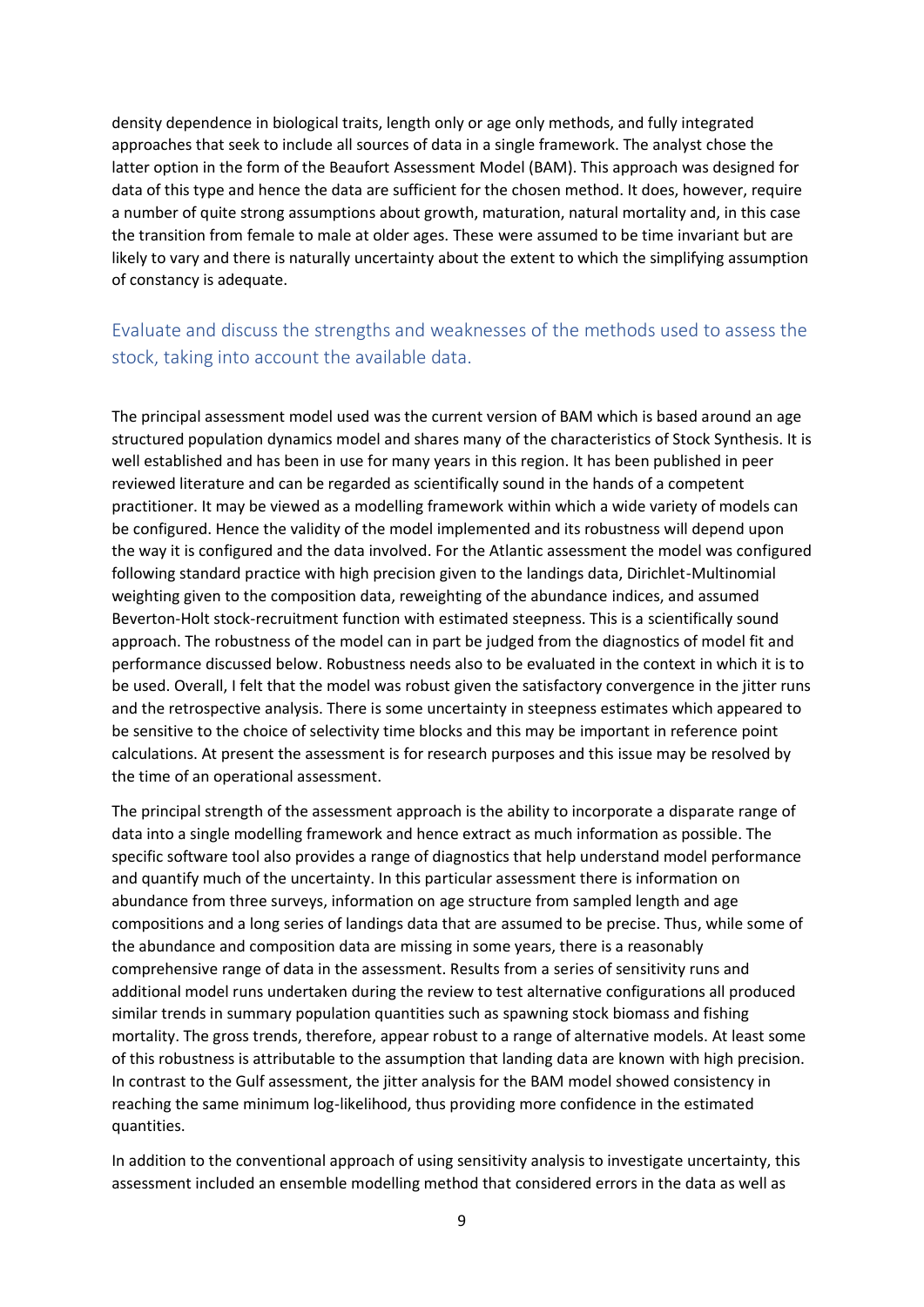density dependence in biological traits, length only or age only methods, and fully integrated approaches that seek to include all sources of data in a single framework. The analyst chose the latter option in the form of the Beaufort Assessment Model (BAM). This approach was designed for data of this type and hence the data are sufficient for the chosen method. It does, however, require a number of quite strong assumptions about growth, maturation, natural mortality and, in this case the transition from female to male at older ages. These were assumed to be time invariant but are likely to vary and there is naturally uncertainty about the extent to which the simplifying assumption of constancy is adequate.

## Evaluate and discuss the strengths and weaknesses of the methods used to assess the stock, taking into account the available data.

The principal assessment model used was the current version of BAM which is based around an age structured population dynamics model and shares many of the characteristics of Stock Synthesis. It is well established and has been in use for many years in this region. It has been published in peer reviewed literature and can be regarded as scientifically sound in the hands of a competent practitioner. It may be viewed as a modelling framework within which a wide variety of models can be configured. Hence the validity of the model implemented and its robustness will depend upon the way it is configured and the data involved. For the Atlantic assessment the model was configured following standard practice with high precision given to the landings data, Dirichlet-Multinomial weighting given to the composition data, reweighting of the abundance indices, and assumed Beverton-Holt stock-recruitment function with estimated steepness. This is a scientifically sound approach. The robustness of the model can in part be judged from the diagnostics of model fit and performance discussed below. Robustness needs also to be evaluated in the context in which it is to be used. Overall, I felt that the model was robust given the satisfactory convergence in the jitter runs and the retrospective analysis. There is some uncertainty in steepness estimates which appeared to be sensitive to the choice of selectivity time blocks and this may be important in reference point calculations. At present the assessment is for research purposes and this issue may be resolved by the time of an operational assessment.

The principal strength of the assessment approach is the ability to incorporate a disparate range of data into a single modelling framework and hence extract as much information as possible. The specific software tool also provides a range of diagnostics that help understand model performance and quantify much of the uncertainty. In this particular assessment there is information on abundance from three surveys, information on age structure from sampled length and age compositions and a long series of landings data that are assumed to be precise. Thus, while some of the abundance and composition data are missing in some years, there is a reasonably comprehensive range of data in the assessment. Results from a series of sensitivity runs and additional model runs undertaken during the review to test alternative configurations all produced similar trends in summary population quantities such as spawning stock biomass and fishing mortality. The gross trends, therefore, appear robust to a range of alternative models. At least some of this robustness is attributable to the assumption that landing data are known with high precision. In contrast to the Gulf assessment, the jitter analysis for the BAM model showed consistency in reaching the same minimum log-likelihood, thus providing more confidence in the estimated quantities.

In addition to the conventional approach of using sensitivity analysis to investigate uncertainty, this assessment included an ensemble modelling method that considered errors in the data as well as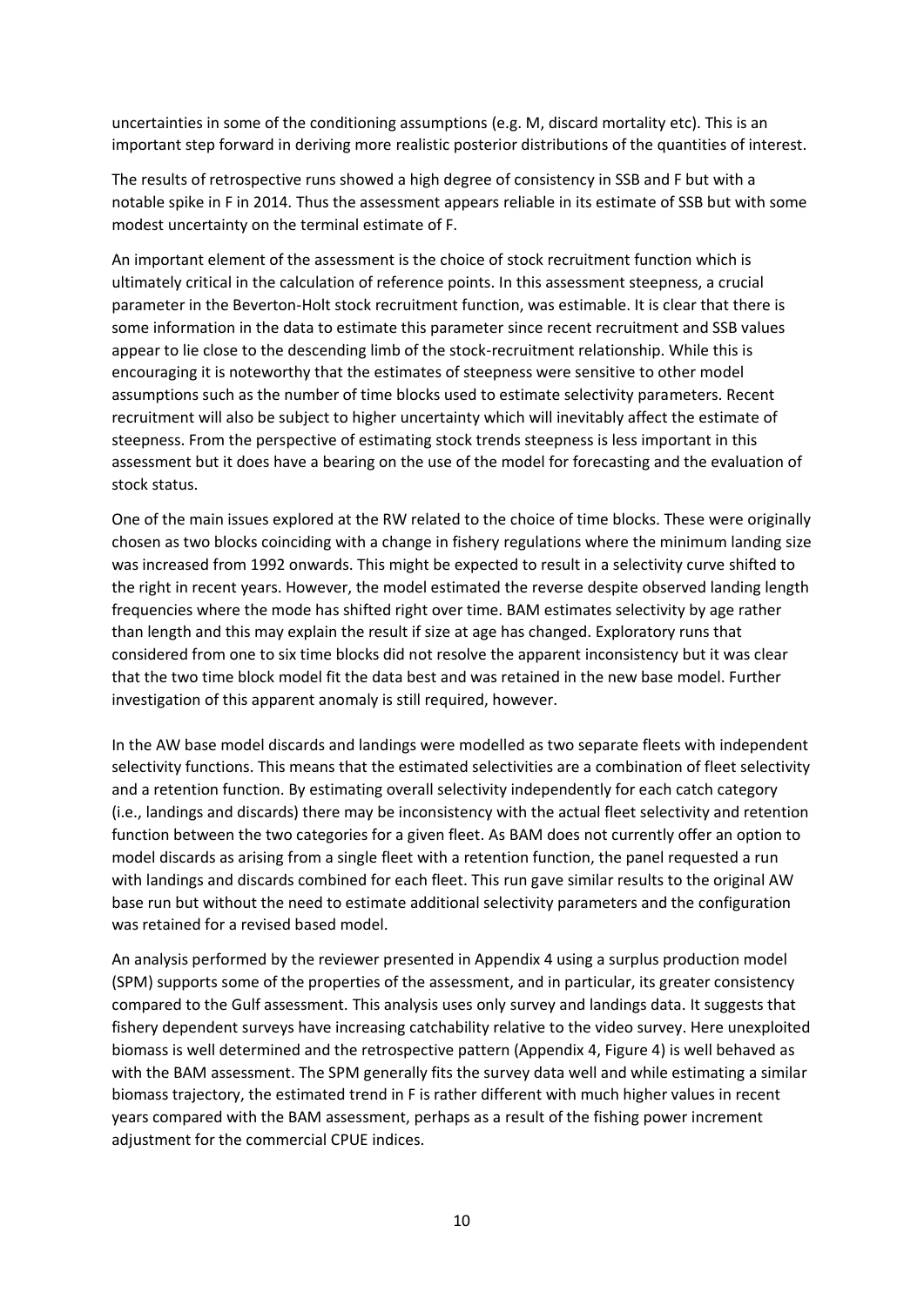uncertainties in some of the conditioning assumptions (e.g. M, discard mortality etc). This is an important step forward in deriving more realistic posterior distributions of the quantities of interest.

The results of retrospective runs showed a high degree of consistency in SSB and F but with a notable spike in F in 2014. Thus the assessment appears reliable in its estimate of SSB but with some modest uncertainty on the terminal estimate of F.

An important element of the assessment is the choice of stock recruitment function which is ultimately critical in the calculation of reference points. In this assessment steepness, a crucial parameter in the Beverton-Holt stock recruitment function, was estimable. It is clear that there is some information in the data to estimate this parameter since recent recruitment and SSB values appear to lie close to the descending limb of the stock-recruitment relationship. While this is encouraging it is noteworthy that the estimates of steepness were sensitive to other model assumptions such as the number of time blocks used to estimate selectivity parameters. Recent recruitment will also be subject to higher uncertainty which will inevitably affect the estimate of steepness. From the perspective of estimating stock trends steepness is less important in this assessment but it does have a bearing on the use of the model for forecasting and the evaluation of stock status.

One of the main issues explored at the RW related to the choice of time blocks. These were originally chosen as two blocks coinciding with a change in fishery regulations where the minimum landing size was increased from 1992 onwards. This might be expected to result in a selectivity curve shifted to the right in recent years. However, the model estimated the reverse despite observed landing length frequencies where the mode has shifted right over time. BAM estimates selectivity by age rather than length and this may explain the result if size at age has changed. Exploratory runs that considered from one to six time blocks did not resolve the apparent inconsistency but it was clear that the two time block model fit the data best and was retained in the new base model. Further investigation of this apparent anomaly is still required, however.

In the AW base model discards and landings were modelled as two separate fleets with independent selectivity functions. This means that the estimated selectivities are a combination of fleet selectivity and a retention function. By estimating overall selectivity independently for each catch category (i.e., landings and discards) there may be inconsistency with the actual fleet selectivity and retention function between the two categories for a given fleet. As BAM does not currently offer an option to model discards as arising from a single fleet with a retention function, the panel requested a run with landings and discards combined for each fleet. This run gave similar results to the original AW base run but without the need to estimate additional selectivity parameters and the configuration was retained for a revised based model.

An analysis performed by the reviewer presented in Appendix 4 using a surplus production model (SPM) supports some of the properties of the assessment, and in particular, its greater consistency compared to the Gulf assessment. This analysis uses only survey and landings data. It suggests that fishery dependent surveys have increasing catchability relative to the video survey. Here unexploited biomass is well determined and the retrospective pattern (Appendix 4, Figure 4) is well behaved as with the BAM assessment. The SPM generally fits the survey data well and while estimating a similar biomass trajectory, the estimated trend in F is rather different with much higher values in recent years compared with the BAM assessment, perhaps as a result of the fishing power increment adjustment for the commercial CPUE indices.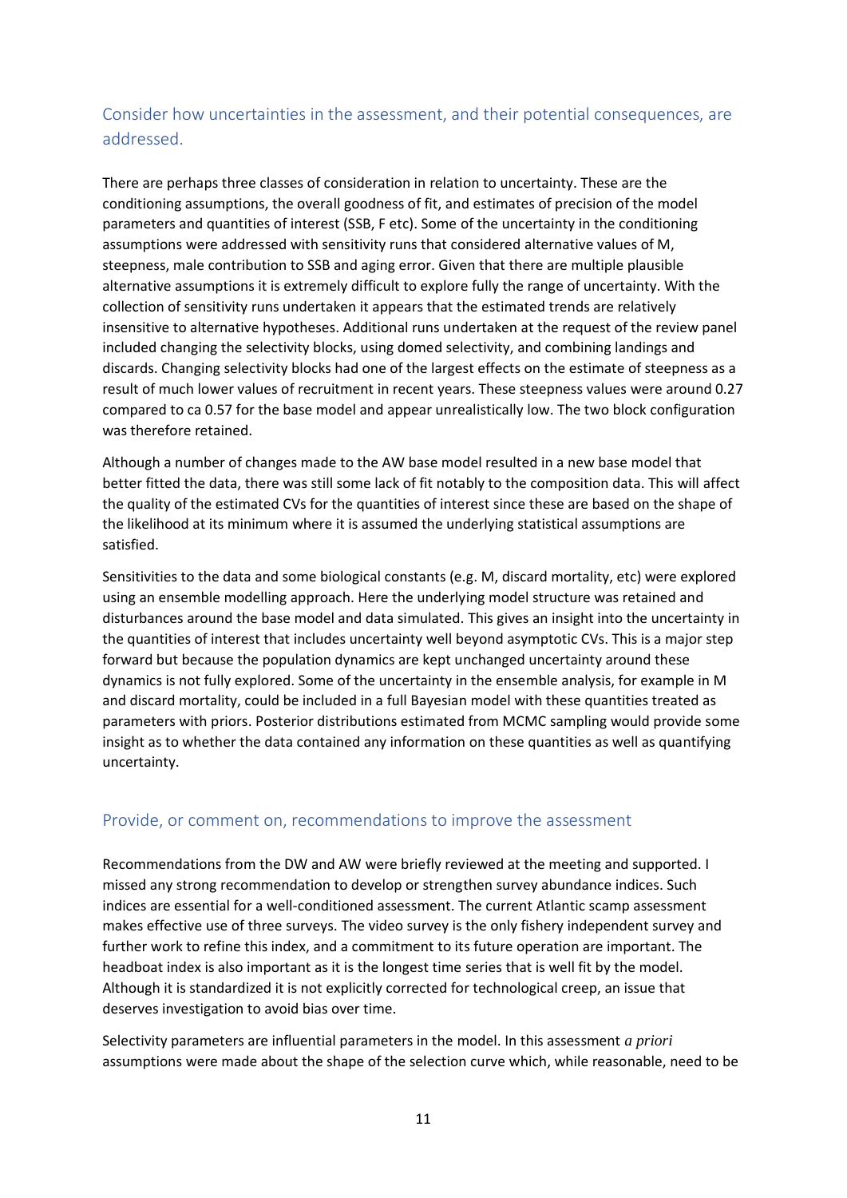## Consider how uncertainties in the assessment, and their potential consequences, are addressed.

There are perhaps three classes of consideration in relation to uncertainty. These are the conditioning assumptions, the overall goodness of fit, and estimates of precision of the model parameters and quantities of interest (SSB, F etc). Some of the uncertainty in the conditioning assumptions were addressed with sensitivity runs that considered alternative values of M, steepness, male contribution to SSB and aging error. Given that there are multiple plausible alternative assumptions it is extremely difficult to explore fully the range of uncertainty. With the collection of sensitivity runs undertaken it appears that the estimated trends are relatively insensitive to alternative hypotheses. Additional runs undertaken at the request of the review panel included changing the selectivity blocks, using domed selectivity, and combining landings and discards. Changing selectivity blocks had one of the largest effects on the estimate of steepness as a result of much lower values of recruitment in recent years. These steepness values were around 0.27 compared to ca 0.57 for the base model and appear unrealistically low. The two block configuration was therefore retained.

Although a number of changes made to the AW base model resulted in a new base model that better fitted the data, there was still some lack of fit notably to the composition data. This will affect the quality of the estimated CVs for the quantities of interest since these are based on the shape of the likelihood at its minimum where it is assumed the underlying statistical assumptions are satisfied.

Sensitivities to the data and some biological constants (e.g. M, discard mortality, etc) were explored using an ensemble modelling approach. Here the underlying model structure was retained and disturbances around the base model and data simulated. This gives an insight into the uncertainty in the quantities of interest that includes uncertainty well beyond asymptotic CVs. This is a major step forward but because the population dynamics are kept unchanged uncertainty around these dynamics is not fully explored. Some of the uncertainty in the ensemble analysis, for example in M and discard mortality, could be included in a full Bayesian model with these quantities treated as parameters with priors. Posterior distributions estimated from MCMC sampling would provide some insight as to whether the data contained any information on these quantities as well as quantifying uncertainty.

## Provide, or comment on, recommendations to improve the assessment

Recommendations from the DW and AW were briefly reviewed at the meeting and supported. I missed any strong recommendation to develop or strengthen survey abundance indices. Such indices are essential for a well-conditioned assessment. The current Atlantic scamp assessment makes effective use of three surveys. The video survey is the only fishery independent survey and further work to refine this index, and a commitment to its future operation are important. The headboat index is also important as it is the longest time series that is well fit by the model. Although it is standardized it is not explicitly corrected for technological creep, an issue that deserves investigation to avoid bias over time.

Selectivity parameters are influential parameters in the model. In this assessment *a priori* assumptions were made about the shape of the selection curve which, while reasonable, need to be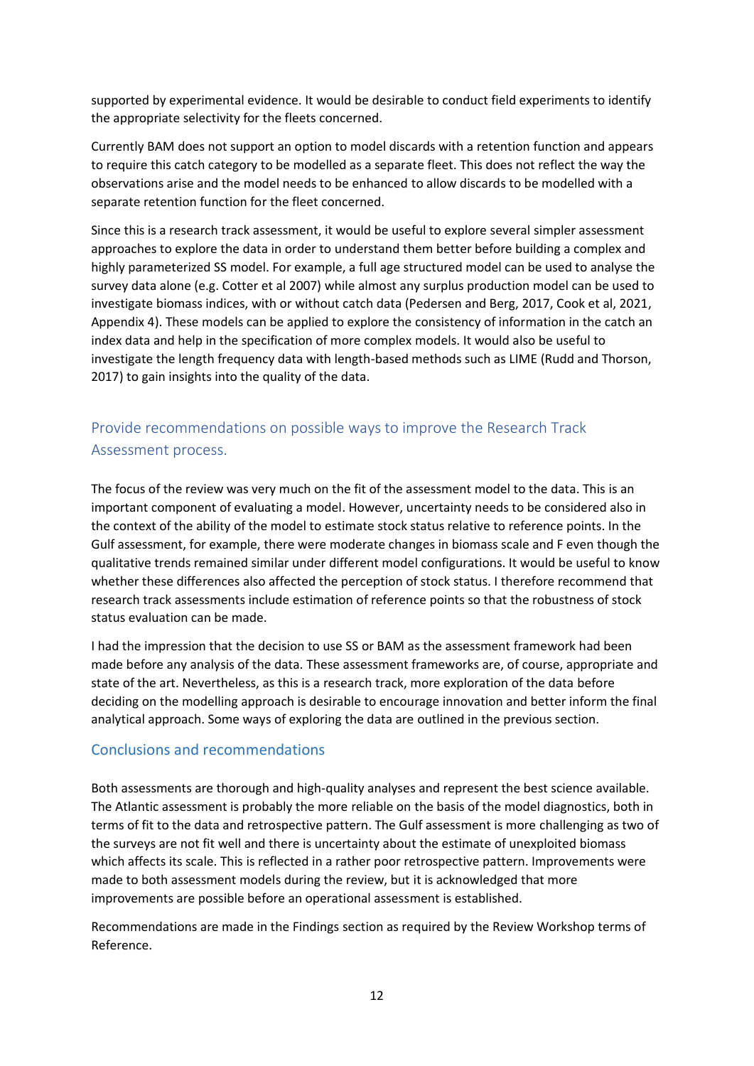supported by experimental evidence. It would be desirable to conduct field experiments to identify the appropriate selectivity for the fleets concerned.

Currently BAM does not support an option to model discards with a retention function and appears to require this catch category to be modelled as a separate fleet. This does not reflect the way the observations arise and the model needs to be enhanced to allow discards to be modelled with a separate retention function for the fleet concerned.

Since this is a research track assessment, it would be useful to explore several simpler assessment approaches to explore the data in order to understand them better before building a complex and highly parameterized SS model. For example, a full age structured model can be used to analyse the survey data alone (e.g. Cotter et al 2007) while almost any surplus production model can be used to investigate biomass indices, with or without catch data (Pedersen and Berg, 2017, Cook et al, 2021, Appendix 4). These models can be applied to explore the consistency of information in the catch an index data and help in the specification of more complex models. It would also be useful to investigate the length frequency data with length-based methods such as LIME (Rudd and Thorson, 2017) to gain insights into the quality of the data.

## Provide recommendations on possible ways to improve the Research Track Assessment process.

The focus of the review was very much on the fit of the assessment model to the data. This is an important component of evaluating a model. However, uncertainty needs to be considered also in the context of the ability of the model to estimate stock status relative to reference points. In the Gulf assessment, for example, there were moderate changes in biomass scale and F even though the qualitative trends remained similar under different model configurations. It would be useful to know whether these differences also affected the perception of stock status. I therefore recommend that research track assessments include estimation of reference points so that the robustness of stock status evaluation can be made.

I had the impression that the decision to use SS or BAM as the assessment framework had been made before any analysis of the data. These assessment frameworks are, of course, appropriate and state of the art. Nevertheless, as this is a research track, more exploration of the data before deciding on the modelling approach is desirable to encourage innovation and better inform the final analytical approach. Some ways of exploring the data are outlined in the previous section.

## Conclusions and recommendations

Both assessments are thorough and high-quality analyses and represent the best science available. The Atlantic assessment is probably the more reliable on the basis of the model diagnostics, both in terms of fit to the data and retrospective pattern. The Gulf assessment is more challenging as two of the surveys are not fit well and there is uncertainty about the estimate of unexploited biomass which affects its scale. This is reflected in a rather poor retrospective pattern. Improvements were made to both assessment models during the review, but it is acknowledged that more improvements are possible before an operational assessment is established.

Recommendations are made in the Findings section as required by the Review Workshop terms of Reference.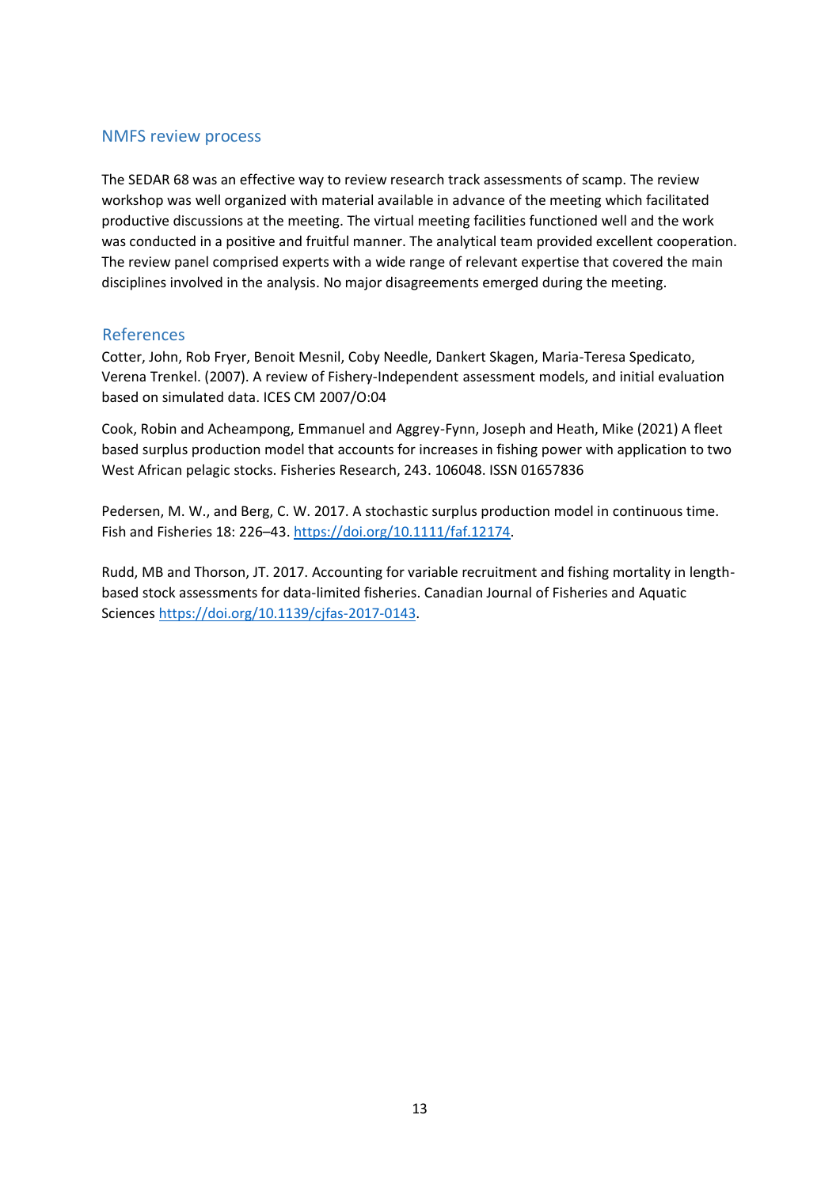## NMFS review process

The SEDAR 68 was an effective way to review research track assessments of scamp. The review workshop was well organized with material available in advance of the meeting which facilitated productive discussions at the meeting. The virtual meeting facilities functioned well and the work was conducted in a positive and fruitful manner. The analytical team provided excellent cooperation. The review panel comprised experts with a wide range of relevant expertise that covered the main disciplines involved in the analysis. No major disagreements emerged during the meeting.

## References

Cotter, John, Rob Fryer, Benoit Mesnil, Coby Needle, Dankert Skagen, Maria-Teresa Spedicato, Verena Trenkel. (2007). A review of Fishery-Independent assessment models, and initial evaluation based on simulated data. ICES CM 2007/O:04

Cook, Robin and Acheampong, Emmanuel and Aggrey-Fynn, Joseph and Heath, Mike (2021) A fleet based surplus production model that accounts for increases in fishing power with application to two West African pelagic stocks. Fisheries Research, 243. 106048. ISSN 01657836

Pedersen, M. W., and Berg, C. W. 2017. A stochastic surplus production model in continuous time. Fish and Fisheries 18: 226–43. https://doi.org/10.1111/faf.12174.

Rudd, MB and Thorson, JT. 2017. Accounting for variable recruitment and fishing mortality in length-based stock assessments for data-limited fisheries. Canadian Journal of Fisheries and Aquatic Sciences https://doi.org/10.1139/cjfas-2017-0143.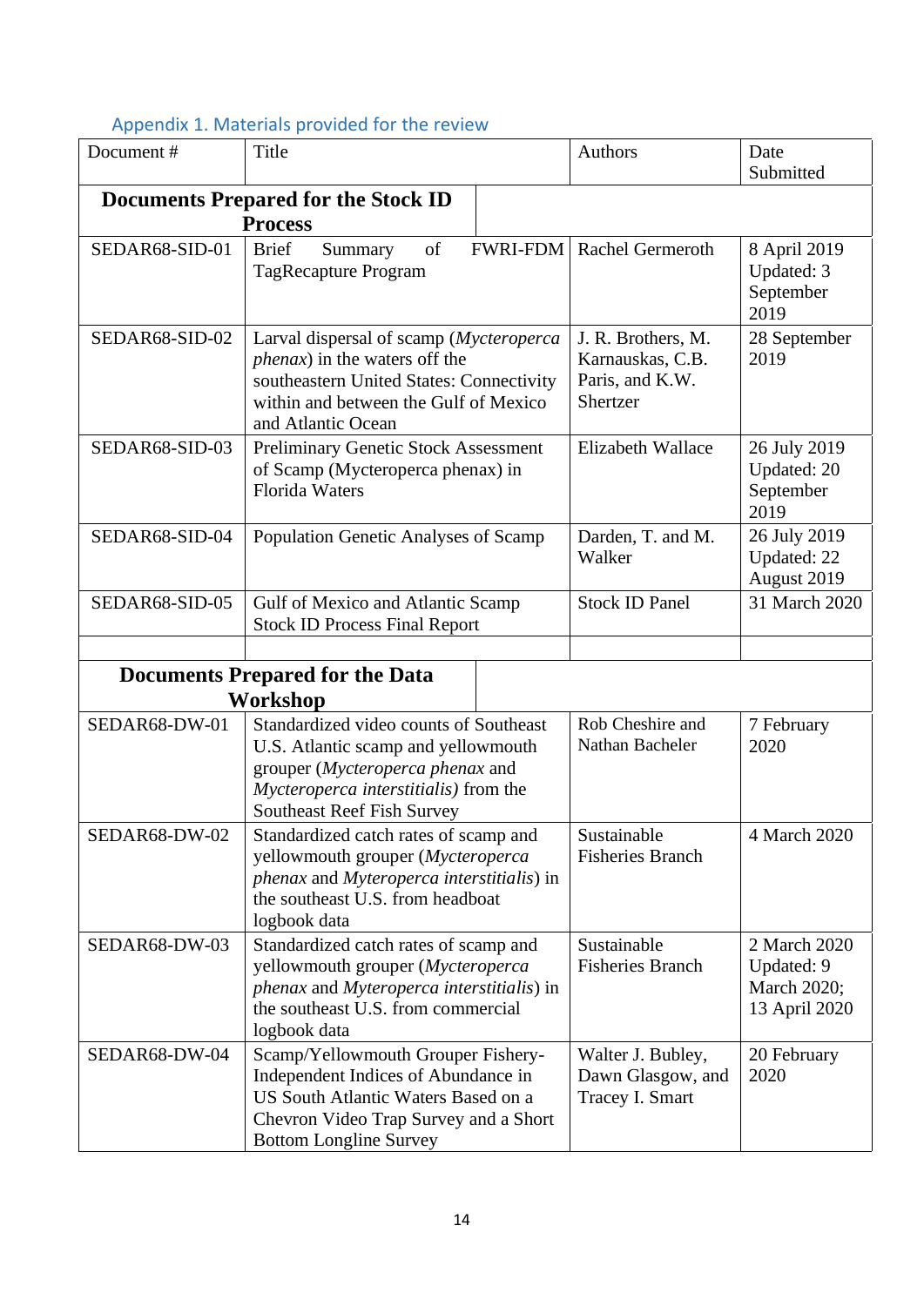## Appendix 1. Materials provided for the review

| Document # | Title | Authors | Date Submitted |
|---|---|---|---|
| **Documents Prepared for the Stock ID Process** | | | |
| SEDAR68-SID-01 | Brief Summary of FWRI-FDM TagRecapture Program | Rachel Germeroth | 8 April 2019 Updated: 3 September 2019 |
| SEDAR68-SID-02 | Larval dispersal of scamp (*Mycteroperca phenax*) in the waters off the southeastern United States: Connectivity within and between the Gulf of Mexico and Atlantic Ocean | J. R. Brothers, M. Karnauskas, C.B. Paris, and K.W. Shertzer | 28 September 2019 |
| SEDAR68-SID-03 | Preliminary Genetic Stock Assessment of Scamp (Mycteroperca phenax) in Florida Waters | Elizabeth Wallace | 26 July 2019 Updated: 20 September 2019 |
| SEDAR68-SID-04 | Population Genetic Analyses of Scamp | Darden, T. and M. Walker | 26 July 2019 Updated: 22 August 2019 |
| SEDAR68-SID-05 | Gulf of Mexico and Atlantic Scamp Stock ID Process Final Report | Stock ID Panel | 31 March 2020 |
| | | | |
| **Documents Prepared for the Data Workshop** | | | |
| SEDAR68-DW-01 | Standardized video counts of Southeast U.S. Atlantic scamp and yellowmouth grouper (*Mycteroperca phenax* and *Mycteroperca interstitialis)* from the Southeast Reef Fish Survey | Rob Cheshire and Nathan Bacheler | 7 February 2020 |
| SEDAR68-DW-02 | Standardized catch rates of scamp and yellowmouth grouper (*Mycteroperca phenax* and *Myteroperca interstitialis*) in the southeast U.S. from headboat logbook data | Sustainable Fisheries Branch | 4 March 2020 |
| SEDAR68-DW-03 | Standardized catch rates of scamp and yellowmouth grouper (*Mycteroperca phenax* and *Myteroperca interstitialis*) in the southeast U.S. from commercial logbook data | Sustainable Fisheries Branch | 2 March 2020 Updated: 9 March 2020; 13 April 2020 |
| SEDAR68-DW-04 | Scamp/Yellowmouth Grouper Fishery-Independent Indices of Abundance in US South Atlantic Waters Based on a Chevron Video Trap Survey and a Short Bottom Longline Survey | Walter J. Bubley, Dawn Glasgow, and Tracey I. Smart | 20 February 2020 |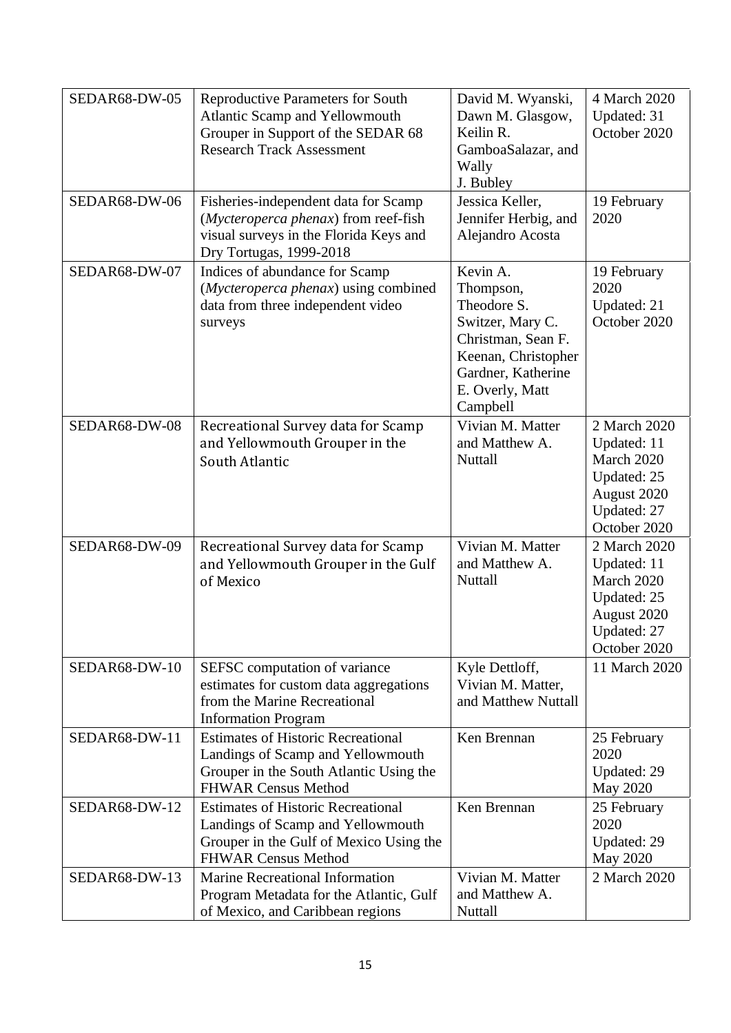| SEDAR68-DW-05 | Reproductive Parameters for South Atlantic Scamp and Yellowmouth Grouper in Support of the SEDAR 68 Research Track Assessment | David M. Wyanski, Dawn M. Glasgow, Keilin R. GamboaSalazar, and Wally J. Bubley | 4 March 2020 Updated: 31 October 2020 |
|---|---|---|---|
| SEDAR68-DW-06 | Fisheries-independent data for Scamp (*Mycteroperca phenax*) from reef-fish visual surveys in the Florida Keys and Dry Tortugas, 1999-2018 | Jessica Keller, Jennifer Herbig, and Alejandro Acosta | 19 February 2020 |
| SEDAR68-DW-07 | Indices of abundance for Scamp (*Mycteroperca phenax*) using combined data from three independent video surveys | Kevin A. Thompson, Theodore S. Switzer, Mary C. Christman, Sean F. Keenan, Christopher Gardner, Katherine E. Overly, Matt Campbell | 19 February 2020 Updated: 21 October 2020 |
| SEDAR68-DW-08 | Recreational Survey data for Scamp and Yellowmouth Grouper in the South Atlantic | Vivian M. Matter and Matthew A. Nuttall | 2 March 2020 Updated: 11 March 2020 Updated: 25 August 2020 Updated: 27 October 2020 |
| SEDAR68-DW-09 | Recreational Survey data for Scamp and Yellowmouth Grouper in the Gulf of Mexico | Vivian M. Matter and Matthew A. Nuttall | 2 March 2020 Updated: 11 March 2020 Updated: 25 August 2020 Updated: 27 October 2020 |
| SEDAR68-DW-10 | SEFSC computation of variance estimates for custom data aggregations from the Marine Recreational Information Program | Kyle Dettloff, Vivian M. Matter, and Matthew Nuttall | 11 March 2020 |
| SEDAR68-DW-11 | Estimates of Historic Recreational Landings of Scamp and Yellowmouth Grouper in the South Atlantic Using the FHWAR Census Method | Ken Brennan | 25 February 2020 Updated: 29 May 2020 |
| SEDAR68-DW-12 | Estimates of Historic Recreational Landings of Scamp and Yellowmouth Grouper in the Gulf of Mexico Using the FHWAR Census Method | Ken Brennan | 25 February 2020 Updated: 29 May 2020 |
| SEDAR68-DW-13 | Marine Recreational Information Program Metadata for the Atlantic, Gulf of Mexico, and Caribbean regions | Vivian M. Matter and Matthew A. Nuttall | 2 March 2020 |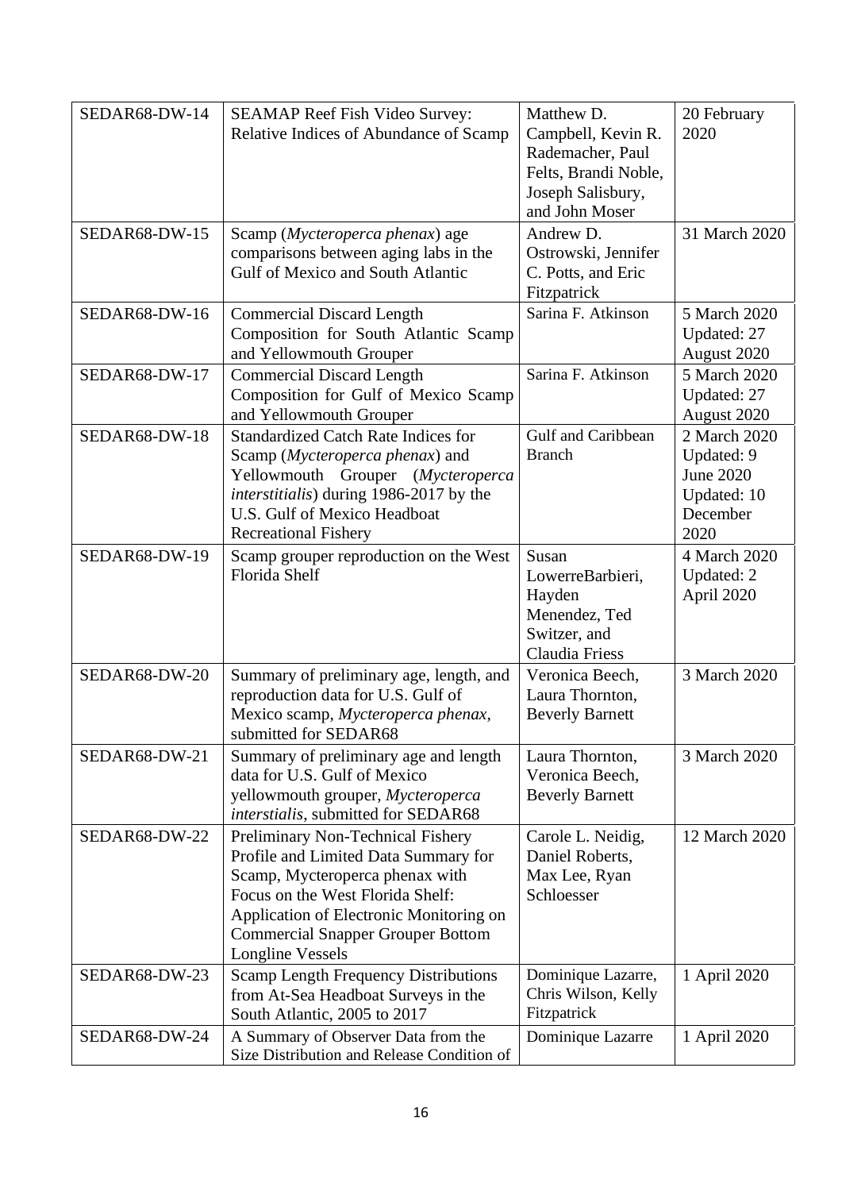| | | | |
|---|---|---|---|
| SEDAR68-DW-14 | SEAMAP Reef Fish Video Survey: Relative Indices of Abundance of Scamp | Matthew D. Campbell, Kevin R. Rademacher, Paul Felts, Brandi Noble, Joseph Salisbury, and John Moser | 20 February 2020 |
| SEDAR68-DW-15 | Scamp (*Mycteroperca phenax*) age comparisons between aging labs in the Gulf of Mexico and South Atlantic | Andrew D. Ostrowski, Jennifer C. Potts, and Eric Fitzpatrick | 31 March 2020 |
| SEDAR68-DW-16 | Commercial Discard Length Composition for South Atlantic Scamp and Yellowmouth Grouper | Sarina F. Atkinson | 5 March 2020 Updated: 27 August 2020 |
| SEDAR68-DW-17 | Commercial Discard Length Composition for Gulf of Mexico Scamp and Yellowmouth Grouper | Sarina F. Atkinson | 5 March 2020 Updated: 27 August 2020 |
| SEDAR68-DW-18 | Standardized Catch Rate Indices for Scamp (*Mycteroperca phenax*) and Yellowmouth Grouper (*Mycteroperca interstitialis*) during 1986-2017 by the U.S. Gulf of Mexico Headboat Recreational Fishery | Gulf and Caribbean Branch | 2 March 2020 Updated: 9 June 2020 Updated: 10 December 2020 |
| SEDAR68-DW-19 | Scamp grouper reproduction on the West Florida Shelf | Susan LowerreBarbieri, Hayden Menendez, Ted Switzer, and Claudia Friess | 4 March 2020 Updated: 2 April 2020 |
| SEDAR68-DW-20 | Summary of preliminary age, length, and reproduction data for U.S. Gulf of Mexico scamp, *Mycteroperca phenax*, submitted for SEDAR68 | Veronica Beech, Laura Thornton, Beverly Barnett | 3 March 2020 |
| SEDAR68-DW-21 | Summary of preliminary age and length data for U.S. Gulf of Mexico yellowmouth grouper, *Mycteroperca interstialis*, submitted for SEDAR68 | Laura Thornton, Veronica Beech, Beverly Barnett | 3 March 2020 |
| SEDAR68-DW-22 | Preliminary Non-Technical Fishery Profile and Limited Data Summary for Scamp, Mycteroperca phenax with Focus on the West Florida Shelf: Application of Electronic Monitoring on Commercial Snapper Grouper Bottom Longline Vessels | Carole L. Neidig, Daniel Roberts, Max Lee, Ryan Schloesser | 12 March 2020 |
| SEDAR68-DW-23 | Scamp Length Frequency Distributions from At-Sea Headboat Surveys in the South Atlantic, 2005 to 2017 | Dominique Lazarre, Chris Wilson, Kelly Fitzpatrick | 1 April 2020 |
| SEDAR68-DW-24 | A Summary of Observer Data from the Size Distribution and Release Condition of | Dominique Lazarre | 1 April 2020 |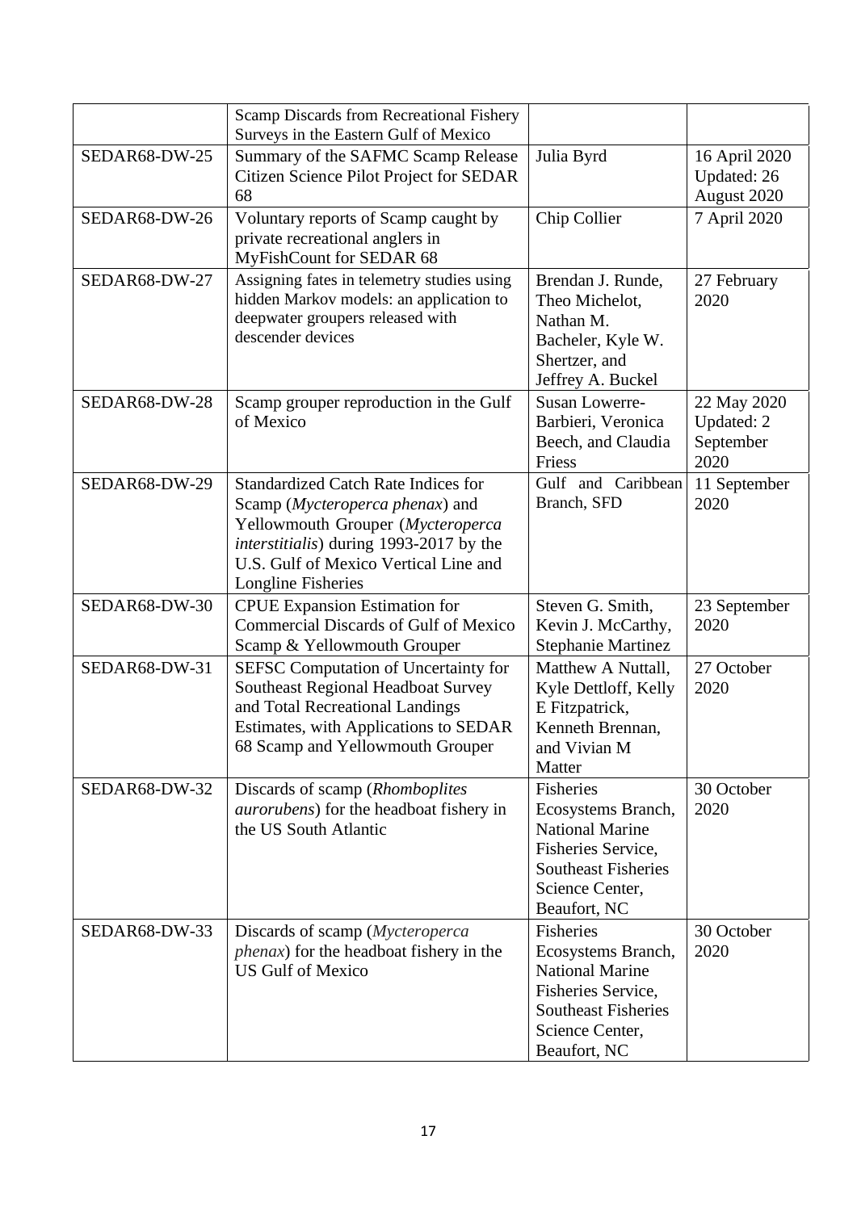| | | | |
|---|---|---|---|
| | Scamp Discards from Recreational Fishery Surveys in the Eastern Gulf of Mexico | | |
| SEDAR68-DW-25 | Summary of the SAFMC Scamp Release Citizen Science Pilot Project for SEDAR 68 | Julia Byrd | 16 April 2020 Updated: 26 August 2020 |
| SEDAR68-DW-26 | Voluntary reports of Scamp caught by private recreational anglers in MyFishCount for SEDAR 68 | Chip Collier | 7 April 2020 |
| SEDAR68-DW-27 | Assigning fates in telemetry studies using hidden Markov models: an application to deepwater groupers released with descender devices | Brendan J. Runde, Theo Michelot, Nathan M. Bacheler, Kyle W. Shertzer, and Jeffrey A. Buckel | 27 February 2020 |
| SEDAR68-DW-28 | Scamp grouper reproduction in the Gulf of Mexico | Susan Lowerre-Barbieri, Veronica Beech, and Claudia Friess | 22 May 2020 Updated: 2 September 2020 |
| SEDAR68-DW-29 | Standardized Catch Rate Indices for Scamp (*Mycteroperca phenax*) and Yellowmouth Grouper (*Mycteroperca interstitialis*) during 1993-2017 by the U.S. Gulf of Mexico Vertical Line and Longline Fisheries | Gulf and Caribbean Branch, SFD | 11 September 2020 |
| SEDAR68-DW-30 | CPUE Expansion Estimation for Commercial Discards of Gulf of Mexico Scamp & Yellowmouth Grouper | Steven G. Smith, Kevin J. McCarthy, Stephanie Martinez | 23 September 2020 |
| SEDAR68-DW-31 | SEFSC Computation of Uncertainty for Southeast Regional Headboat Survey and Total Recreational Landings Estimates, with Applications to SEDAR 68 Scamp and Yellowmouth Grouper | Matthew A Nuttall, Kyle Dettloff, Kelly E Fitzpatrick, Kenneth Brennan, and Vivian M Matter | 27 October 2020 |
| SEDAR68-DW-32 | Discards of scamp (*Rhomboplites aurorubens*) for the headboat fishery in the US South Atlantic | Fisheries Ecosystems Branch, National Marine Fisheries Service, Southeast Fisheries Science Center, Beaufort, NC | 30 October 2020 |
| SEDAR68-DW-33 | Discards of scamp (*Mycteroperca phenax*) for the headboat fishery in the US Gulf of Mexico | Fisheries Ecosystems Branch, National Marine Fisheries Service, Southeast Fisheries Science Center, Beaufort, NC | 30 October 2020 |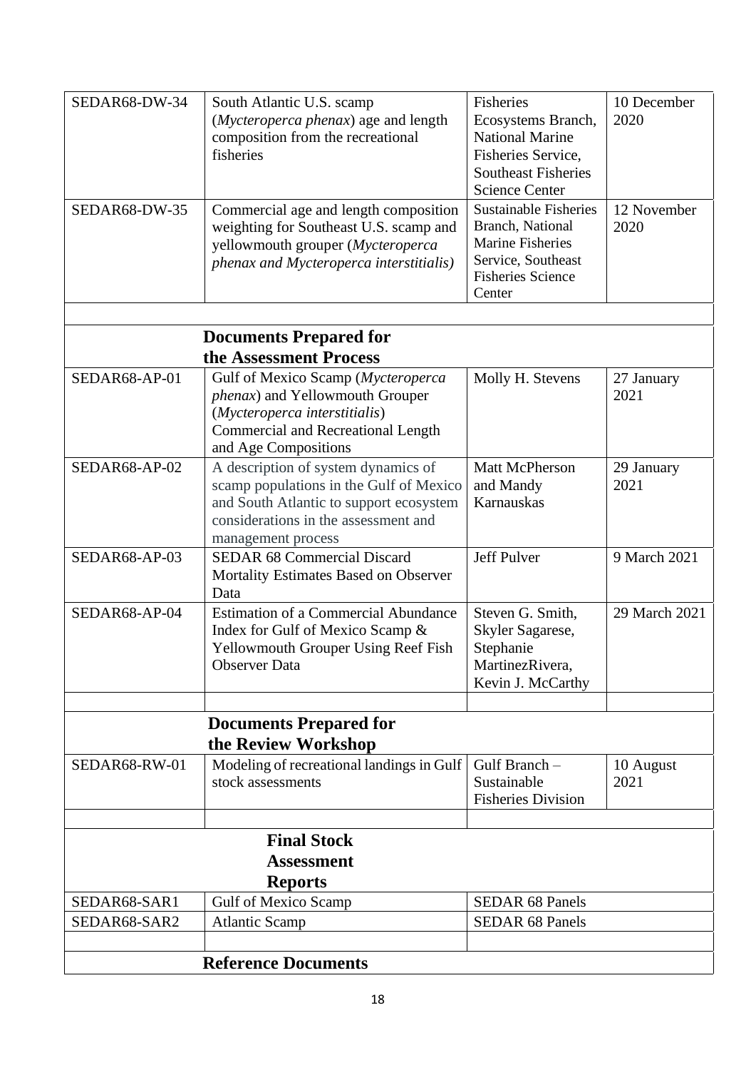| | | | |
|---|---|---|---|
| SEDAR68-DW-34 | South Atlantic U.S. scamp (*Mycteroperca phenax*) age and length composition from the recreational fisheries | Fisheries Ecosystems Branch, National Marine Fisheries Service, Southeast Fisheries Science Center | 10 December 2020 |
| SEDAR68-DW-35 | Commercial age and length composition weighting for Southeast U.S. scamp and yellowmouth grouper (*Mycteroperca phenax and Mycteroperca interstitialis)* | Sustainable Fisheries Branch, National Marine Fisheries Service, Southeast Fisheries Science Center | 12 November 2020 |
| | | | |
| | **Documents Prepared for the Assessment Process** | | |
| SEDAR68-AP-01 | Gulf of Mexico Scamp (*Mycteroperca phenax*) and Yellowmouth Grouper (*Mycteroperca interstitialis*) Commercial and Recreational Length and Age Compositions | Molly H. Stevens | 27 January 2021 |
| SEDAR68-AP-02 | A description of system dynamics of scamp populations in the Gulf of Mexico and South Atlantic to support ecosystem considerations in the assessment and management process | Matt McPherson and Mandy Karnauskas | 29 January 2021 |
| SEDAR68-AP-03 | SEDAR 68 Commercial Discard Mortality Estimates Based on Observer Data | Jeff Pulver | 9 March 2021 |
| SEDAR68-AP-04 | Estimation of a Commercial Abundance Index for Gulf of Mexico Scamp & Yellowmouth Grouper Using Reef Fish Observer Data | Steven G. Smith, Skyler Sagarese, Stephanie MartinezRivera, Kevin J. McCarthy | 29 March 2021 |
| | | | |
| | **Documents Prepared for the Review Workshop** | | |
| SEDAR68-RW-01 | Modeling of recreational landings in Gulf stock assessments | Gulf Branch – Sustainable Fisheries Division | 10 August 2021 |
| | | | |
| | **Final Stock Assessment Reports** | | |
| SEDAR68-SAR1 | Gulf of Mexico Scamp | SEDAR 68 Panels | |
| SEDAR68-SAR2 | Atlantic Scamp | SEDAR 68 Panels | |
| | | | |
| | **Reference Documents** | | |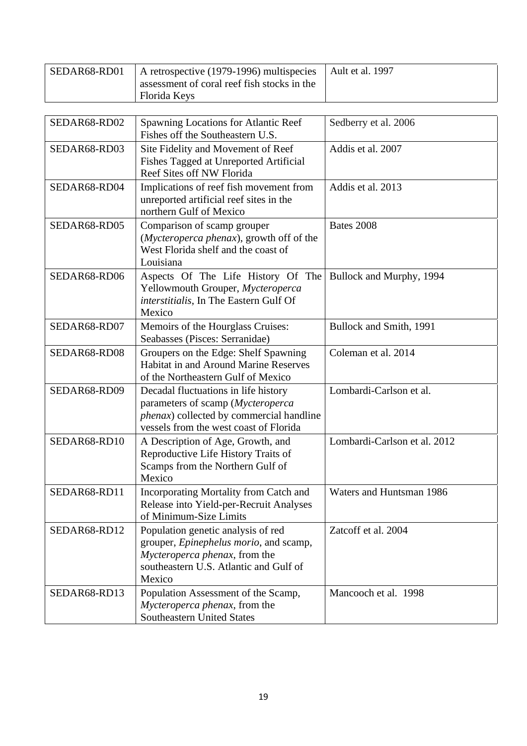| | | |
|---|---|---|
| SEDAR68-RD01 | A retrospective (1979-1996) multispecies assessment of coral reef fish stocks in the Florida Keys | Ault et al. 1997 |
| SEDAR68-RD02 | Spawning Locations for Atlantic Reef Fishes off the Southeastern U.S. | Sedberry et al. 2006 |
| SEDAR68-RD03 | Site Fidelity and Movement of Reef Fishes Tagged at Unreported Artificial Reef Sites off NW Florida | Addis et al. 2007 |
| SEDAR68-RD04 | Implications of reef fish movement from unreported artificial reef sites in the northern Gulf of Mexico | Addis et al. 2013 |
| SEDAR68-RD05 | Comparison of scamp grouper (*Mycteroperca phenax*), growth off of the West Florida shelf and the coast of Louisiana | Bates 2008 |
| SEDAR68-RD06 | Aspects Of The Life History Of The Yellowmouth Grouper, *Mycteroperca interstitialis*, In The Eastern Gulf Of Mexico | Bullock and Murphy, 1994 |
| SEDAR68-RD07 | Memoirs of the Hourglass Cruises: Seabasses (Pisces: Serranidae) | Bullock and Smith, 1991 |
| SEDAR68-RD08 | Groupers on the Edge: Shelf Spawning Habitat in and Around Marine Reserves of the Northeastern Gulf of Mexico | Coleman et al. 2014 |
| SEDAR68-RD09 | Decadal fluctuations in life history parameters of scamp (*Mycteroperca phenax*) collected by commercial handline vessels from the west coast of Florida | Lombardi-Carlson et al. |
| SEDAR68-RD10 | A Description of Age, Growth, and Reproductive Life History Traits of Scamps from the Northern Gulf of Mexico | Lombardi-Carlson et al. 2012 |
| SEDAR68-RD11 | Incorporating Mortality from Catch and Release into Yield-per-Recruit Analyses of Minimum-Size Limits | Waters and Huntsman 1986 |
| SEDAR68-RD12 | Population genetic analysis of red grouper, *Epinephelus morio*, and scamp, *Mycteroperca phenax*, from the southeastern U.S. Atlantic and Gulf of Mexico | Zatcoff et al. 2004 |
| SEDAR68-RD13 | Population Assessment of the Scamp, *Mycteroperca phenax*, from the Southeastern United States | Mancooch et al. 1998 |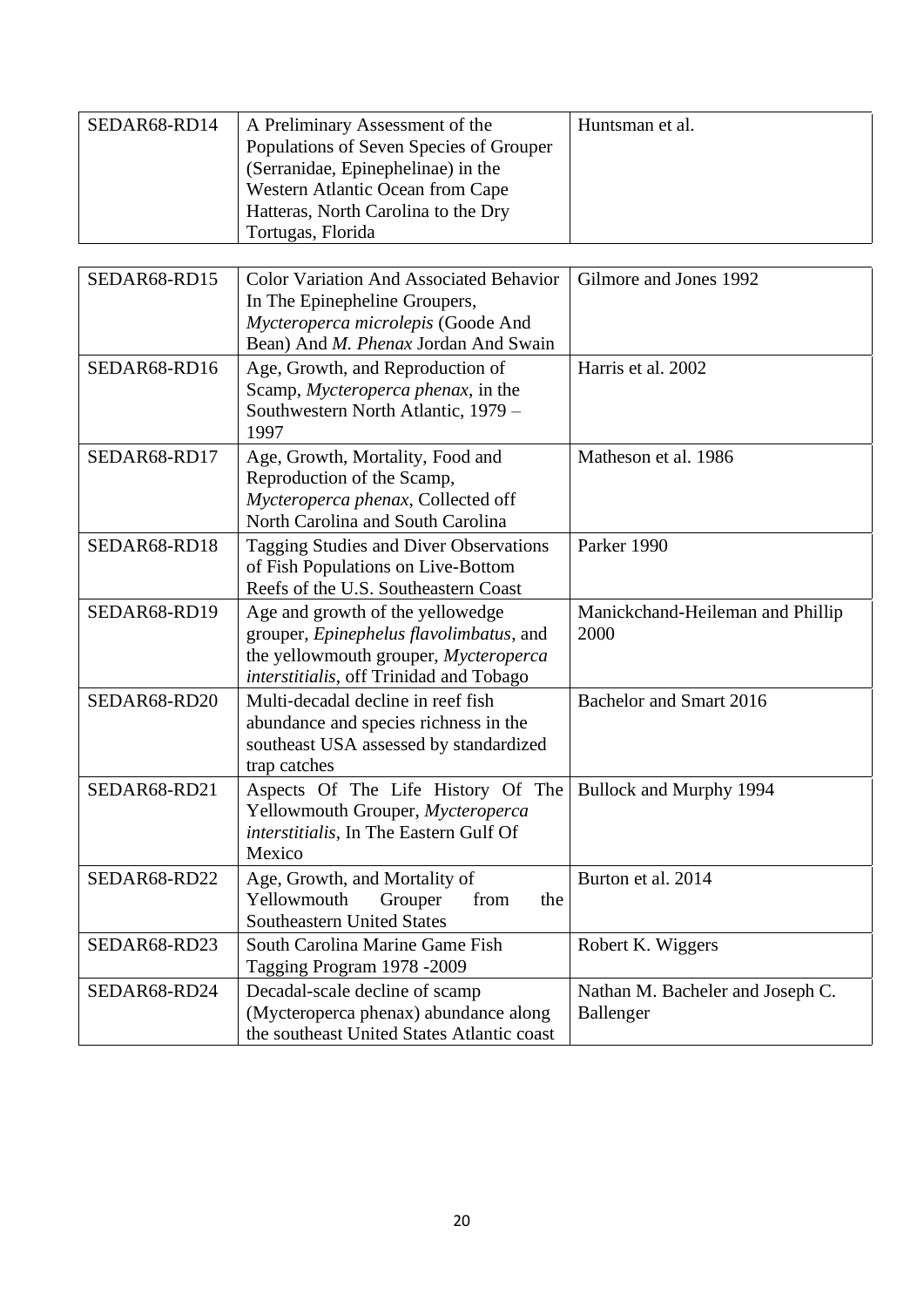| | | |
|---|---|---|
| SEDAR68-RD14 | A Preliminary Assessment of the Populations of Seven Species of Grouper (Serranidae, Epinephelinae) in the Western Atlantic Ocean from Cape Hatteras, North Carolina to the Dry Tortugas, Florida | Huntsman et al. |
| SEDAR68-RD15 | Color Variation And Associated Behavior In The Epinepheline Groupers, *Mycteroperca microlepis* (Goode And Bean) And *M. Phenax* Jordan And Swain | Gilmore and Jones 1992 |
| SEDAR68-RD16 | Age, Growth, and Reproduction of Scamp, *Mycteroperca phenax*, in the Southwestern North Atlantic, 1979 – 1997 | Harris et al. 2002 |
| SEDAR68-RD17 | Age, Growth, Mortality, Food and Reproduction of the Scamp, *Mycteroperca phenax*, Collected off North Carolina and South Carolina | Matheson et al. 1986 |
| SEDAR68-RD18 | Tagging Studies and Diver Observations of Fish Populations on Live-Bottom Reefs of the U.S. Southeastern Coast | Parker 1990 |
| SEDAR68-RD19 | Age and growth of the yellowedge grouper, *Epinephelus flavolimbatus*, and the yellowmouth grouper, *Mycteroperca interstitialis*, off Trinidad and Tobago | Manickchand-Heileman and Phillip 2000 |
| SEDAR68-RD20 | Multi-decadal decline in reef fish abundance and species richness in the southeast USA assessed by standardized trap catches | Bachelor and Smart 2016 |
| SEDAR68-RD21 | Aspects Of The Life History Of The Yellowmouth Grouper, *Mycteroperca interstitialis*, In The Eastern Gulf Of Mexico | Bullock and Murphy 1994 |
| SEDAR68-RD22 | Age, Growth, and Mortality of Yellowmouth Grouper from the Southeastern United States | Burton et al. 2014 |
| SEDAR68-RD23 | South Carolina Marine Game Fish Tagging Program 1978 -2009 | Robert K. Wiggers |
| SEDAR68-RD24 | Decadal-scale decline of scamp (Mycteroperca phenax) abundance along the southeast United States Atlantic coast | Nathan M. Bacheler and Joseph C. Ballenger |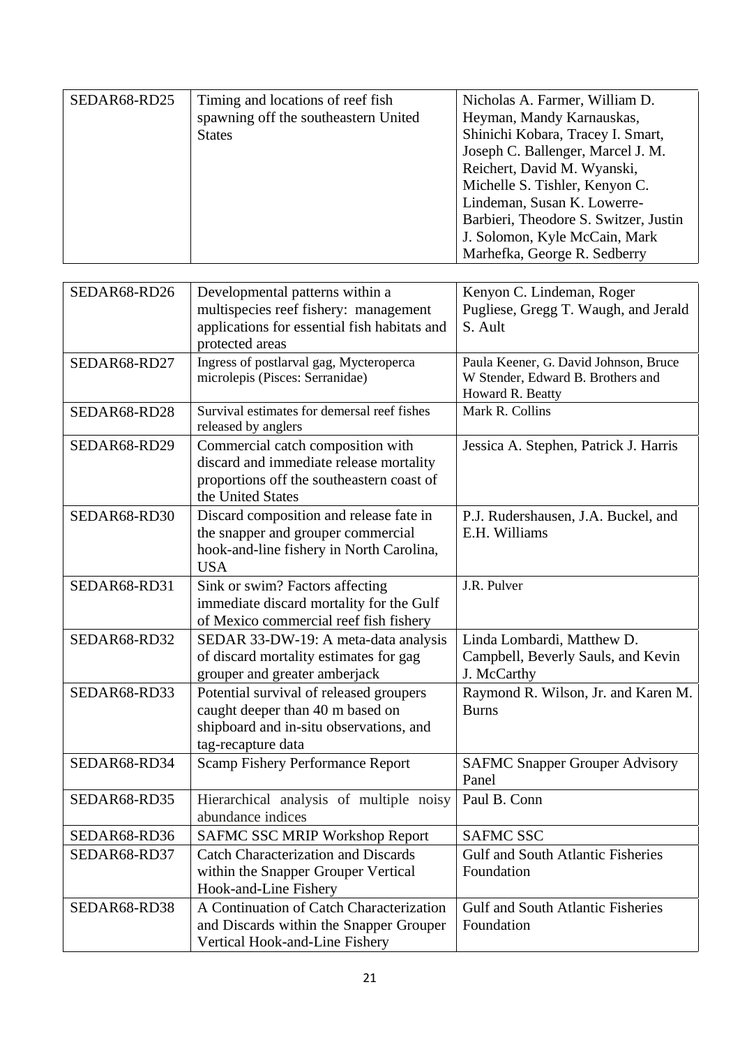| SEDAR68-RD25 | Timing and locations of reef fish spawning off the southeastern United States | Nicholas A. Farmer, William D. Heyman, Mandy Karnauskas, Shinichi Kobara, Tracey I. Smart, Joseph C. Ballenger, Marcel J. M. Reichert, David M. Wyanski, Michelle S. Tishler, Kenyon C. Lindeman, Susan K. Lowerre-Barbieri, Theodore S. Switzer, Justin J. Solomon, Kyle McCain, Mark Marhefka, George R. Sedberry |
|---|---|---|

| SEDAR68-RD26 | Developmental patterns within a multispecies reef fishery: management applications for essential fish habitats and protected areas | Kenyon C. Lindeman, Roger Pugliese, Gregg T. Waugh, and Jerald S. Ault |
|---|---|---|
| SEDAR68-RD27 | Ingress of postlarval gag, Mycteroperca microlepis (Pisces: Serranidae) | Paula Keener, G. David Johnson, Bruce W Stender, Edward B. Brothers and Howard R. Beatty |
| SEDAR68-RD28 | Survival estimates for demersal reef fishes released by anglers | Mark R. Collins |
| SEDAR68-RD29 | Commercial catch composition with discard and immediate release mortality proportions off the southeastern coast of the United States | Jessica A. Stephen, Patrick J. Harris |
| SEDAR68-RD30 | Discard composition and release fate in the snapper and grouper commercial hook-and-line fishery in North Carolina, USA | P.J. Rudershausen, J.A. Buckel, and E.H. Williams |
| SEDAR68-RD31 | Sink or swim? Factors affecting immediate discard mortality for the Gulf of Mexico commercial reef fish fishery | J.R. Pulver |
| SEDAR68-RD32 | SEDAR 33-DW-19: A meta-data analysis of discard mortality estimates for gag grouper and greater amberjack | Linda Lombardi, Matthew D. Campbell, Beverly Sauls, and Kevin J. McCarthy |
| SEDAR68-RD33 | Potential survival of released groupers caught deeper than 40 m based on shipboard and in-situ observations, and tag-recapture data | Raymond R. Wilson, Jr. and Karen M. Burns |
| SEDAR68-RD34 | Scamp Fishery Performance Report | SAFMC Snapper Grouper Advisory Panel |
| SEDAR68-RD35 | Hierarchical analysis of multiple noisy abundance indices | Paul B. Conn |
| SEDAR68-RD36 | SAFMC SSC MRIP Workshop Report | SAFMC SSC |
| SEDAR68-RD37 | Catch Characterization and Discards within the Snapper Grouper Vertical Hook-and-Line Fishery | Gulf and South Atlantic Fisheries Foundation |
| SEDAR68-RD38 | A Continuation of Catch Characterization and Discards within the Snapper Grouper Vertical Hook-and-Line Fishery | Gulf and South Atlantic Fisheries Foundation |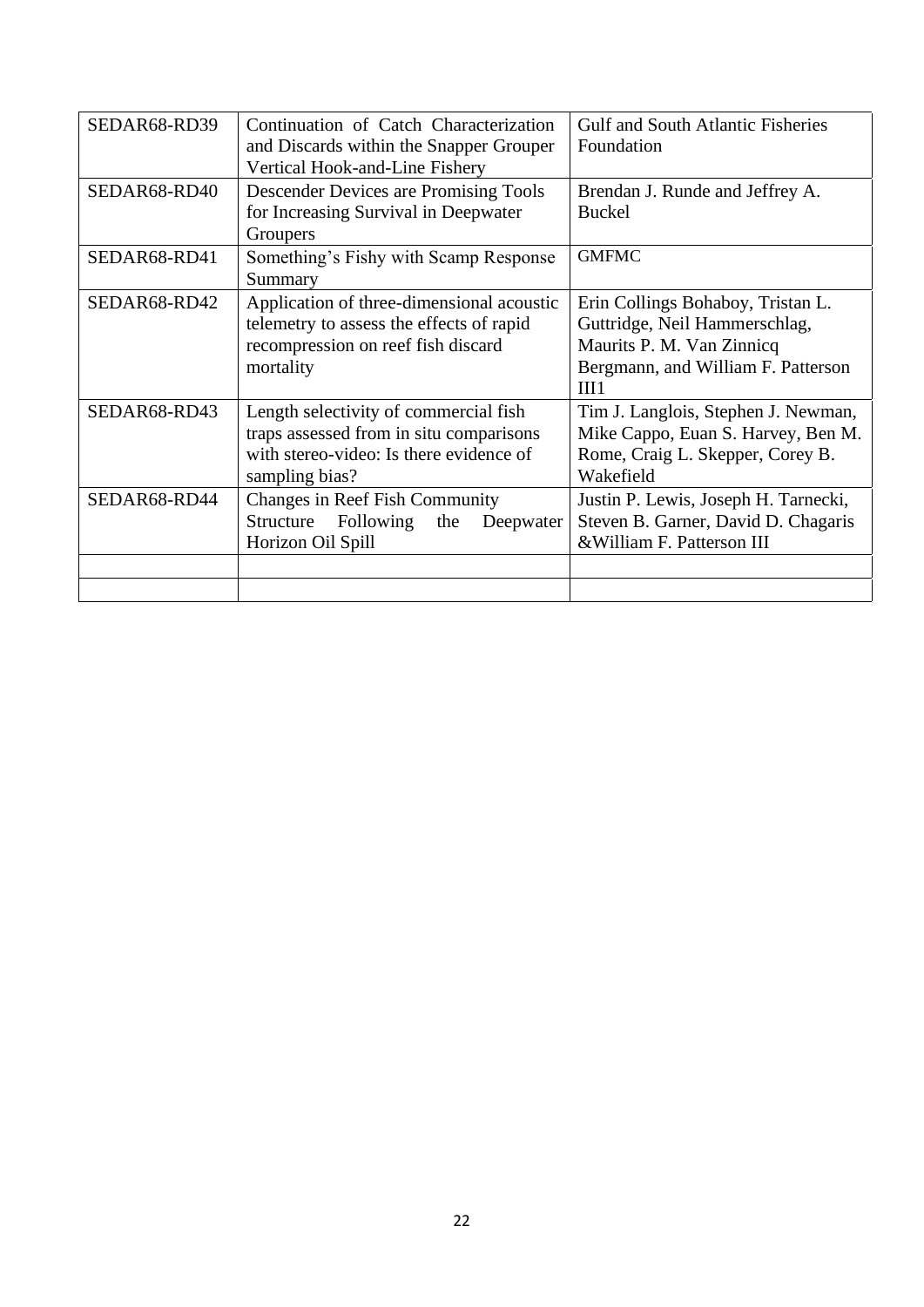| | | |
|---|---|---|
| SEDAR68-RD39 | Continuation of Catch Characterization and Discards within the Snapper Grouper Vertical Hook-and-Line Fishery | Gulf and South Atlantic Fisheries Foundation |
| SEDAR68-RD40 | Descender Devices are Promising Tools for Increasing Survival in Deepwater Groupers | Brendan J. Runde and Jeffrey A. Buckel |
| SEDAR68-RD41 | Something's Fishy with Scamp Response Summary | GMFMC |
| SEDAR68-RD42 | Application of three-dimensional acoustic telemetry to assess the effects of rapid recompression on reef fish discard mortality | Erin Collings Bohaboy, Tristan L. Guttridge, Neil Hammerschlag, Maurits P. M. Van Zinnicq Bergmann, and William F. Patterson III1 |
| SEDAR68-RD43 | Length selectivity of commercial fish traps assessed from in situ comparisons with stereo-video: Is there evidence of sampling bias? | Tim J. Langlois, Stephen J. Newman, Mike Cappo, Euan S. Harvey, Ben M. Rome, Craig L. Skepper, Corey B. Wakefield |
| SEDAR68-RD44 | Changes in Reef Fish Community Structure Following the Deepwater Horizon Oil Spill | Justin P. Lewis, Joseph H. Tarnecki, Steven B. Garner, David D. Chagaris &William F. Patterson III |
| | | |
| | | |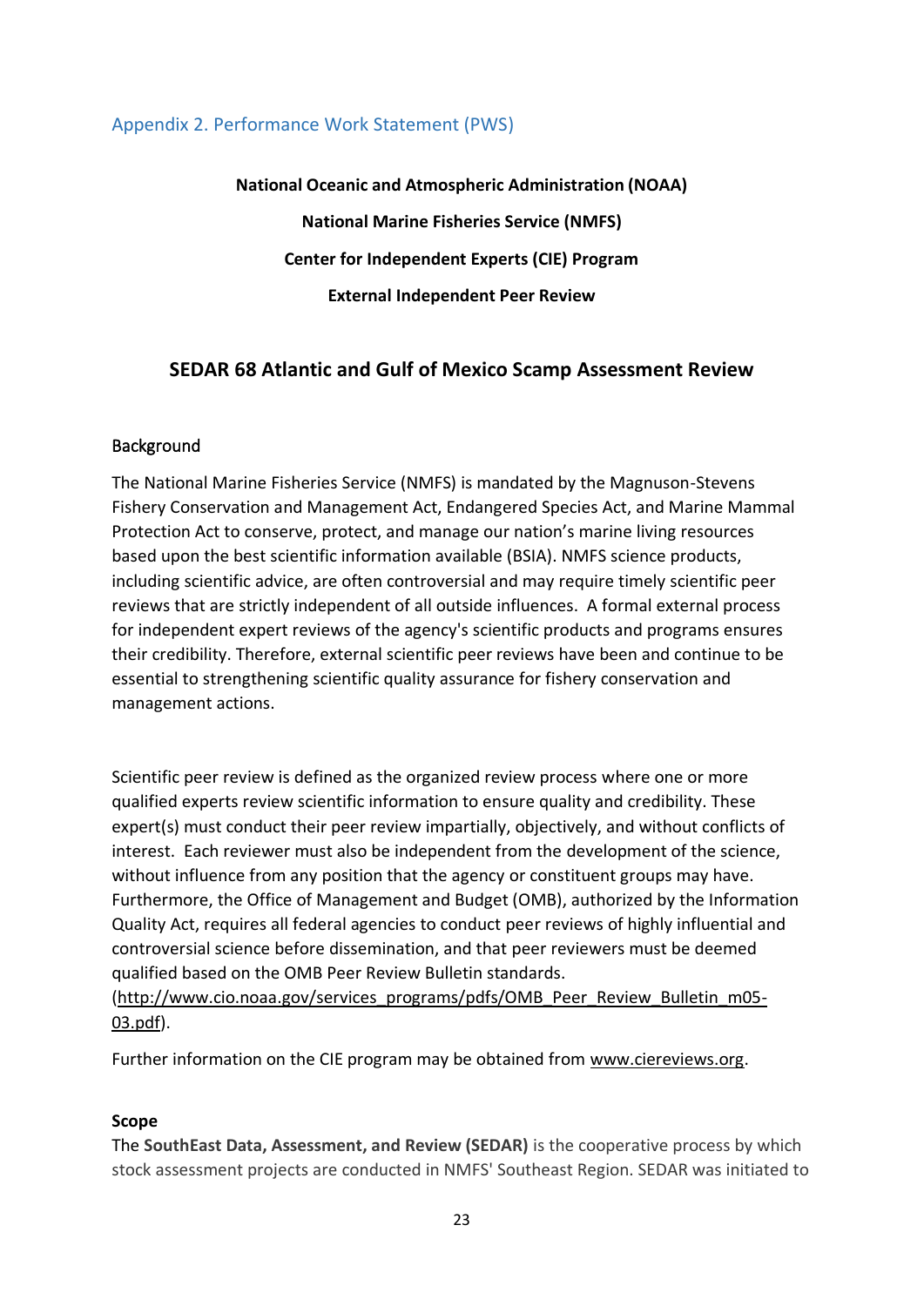## Appendix 2. Performance Work Statement (PWS)

**National Oceanic and Atmospheric Administration (NOAA)**

**National Marine Fisheries Service (NMFS)**

**Center for Independent Experts (CIE) Program**

**External Independent Peer Review**

### SEDAR 68 Atlantic and Gulf of Mexico Scamp Assessment Review

#### Background

The National Marine Fisheries Service (NMFS) is mandated by the Magnuson-Stevens Fishery Conservation and Management Act, Endangered Species Act, and Marine Mammal Protection Act to conserve, protect, and manage our nation's marine living resources based upon the best scientific information available (BSIA). NMFS science products, including scientific advice, are often controversial and may require timely scientific peer reviews that are strictly independent of all outside influences. A formal external process for independent expert reviews of the agency's scientific products and programs ensures their credibility. Therefore, external scientific peer reviews have been and continue to be essential to strengthening scientific quality assurance for fishery conservation and management actions.

Scientific peer review is defined as the organized review process where one or more qualified experts review scientific information to ensure quality and credibility. These expert(s) must conduct their peer review impartially, objectively, and without conflicts of interest. Each reviewer must also be independent from the development of the science, without influence from any position that the agency or constituent groups may have. Furthermore, the Office of Management and Budget (OMB), authorized by the Information Quality Act, requires all federal agencies to conduct peer reviews of highly influential and controversial science before dissemination, and that peer reviewers must be deemed qualified based on the OMB Peer Review Bulletin standards. (http://www.cio.noaa.gov/services_programs/pdfs/OMB_Peer_Review_Bulletin_m05-03.pdf).

Further information on the CIE program may be obtained from www.ciereviews.org.

#### Scope

The **SouthEast Data, Assessment, and Review (SEDAR)** is the cooperative process by which stock assessment projects are conducted in NMFS' Southeast Region. SEDAR was initiated to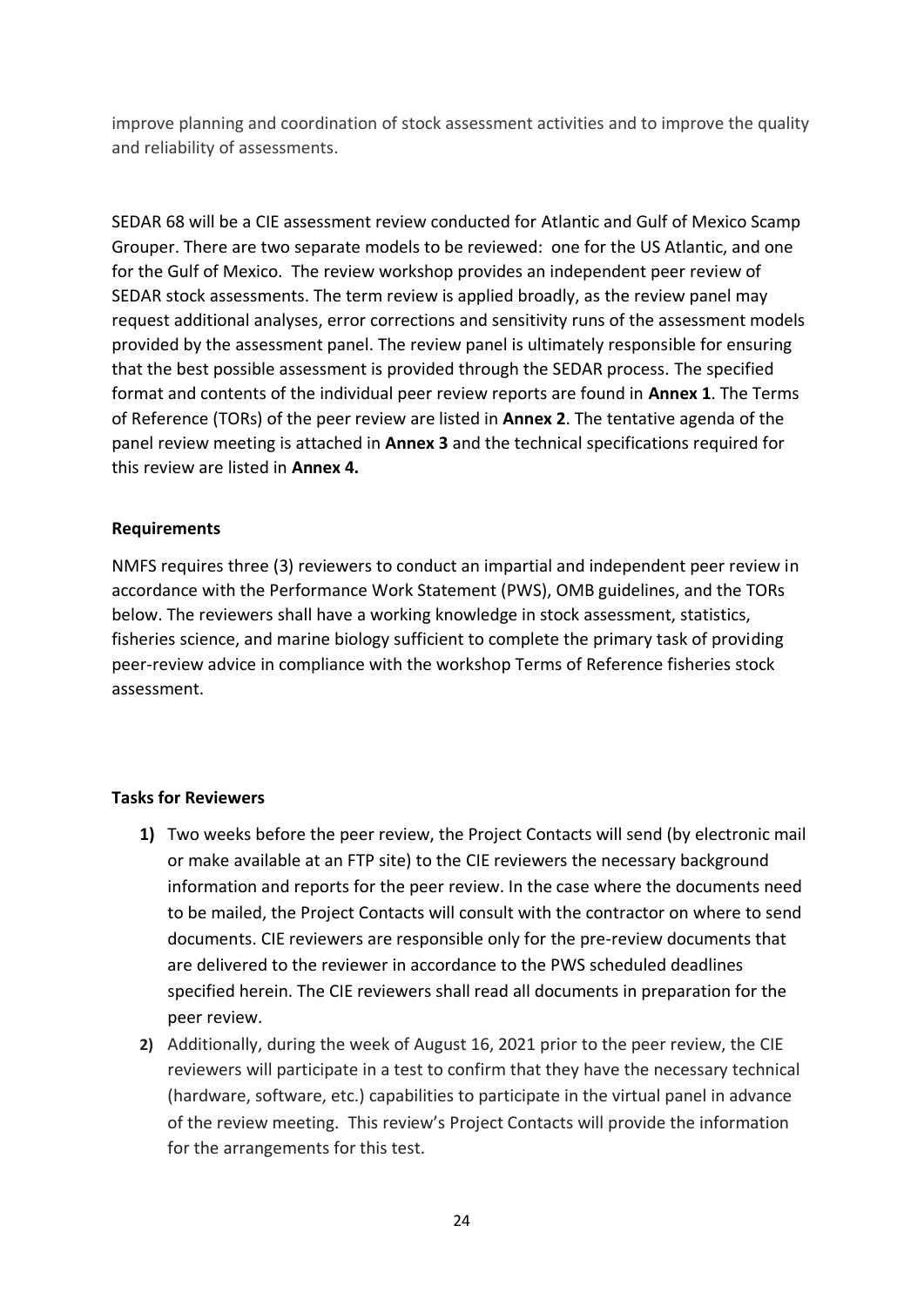improve planning and coordination of stock assessment activities and to improve the quality and reliability of assessments.

SEDAR 68 will be a CIE assessment review conducted for Atlantic and Gulf of Mexico Scamp Grouper. There are two separate models to be reviewed: one for the US Atlantic, and one for the Gulf of Mexico. The review workshop provides an independent peer review of SEDAR stock assessments. The term review is applied broadly, as the review panel may request additional analyses, error corrections and sensitivity runs of the assessment models provided by the assessment panel. The review panel is ultimately responsible for ensuring that the best possible assessment is provided through the SEDAR process. The specified format and contents of the individual peer review reports are found in **Annex 1**. The Terms of Reference (TORs) of the peer review are listed in **Annex 2**. The tentative agenda of the panel review meeting is attached in **Annex 3** and the technical specifications required for this review are listed in **Annex 4.**

**Requirements**

NMFS requires three (3) reviewers to conduct an impartial and independent peer review in accordance with the Performance Work Statement (PWS), OMB guidelines, and the TORs below. The reviewers shall have a working knowledge in stock assessment, statistics, fisheries science, and marine biology sufficient to complete the primary task of providing peer-review advice in compliance with the workshop Terms of Reference fisheries stock assessment.

**Tasks for Reviewers**

1) Two weeks before the peer review, the Project Contacts will send (by electronic mail or make available at an FTP site) to the CIE reviewers the necessary background information and reports for the peer review. In the case where the documents need to be mailed, the Project Contacts will consult with the contractor on where to send documents. CIE reviewers are responsible only for the pre-review documents that are delivered to the reviewer in accordance to the PWS scheduled deadlines specified herein. The CIE reviewers shall read all documents in preparation for the peer review.
2) Additionally, during the week of August 16, 2021 prior to the peer review, the CIE reviewers will participate in a test to confirm that they have the necessary technical (hardware, software, etc.) capabilities to participate in the virtual panel in advance of the review meeting. This review's Project Contacts will provide the information for the arrangements for this test.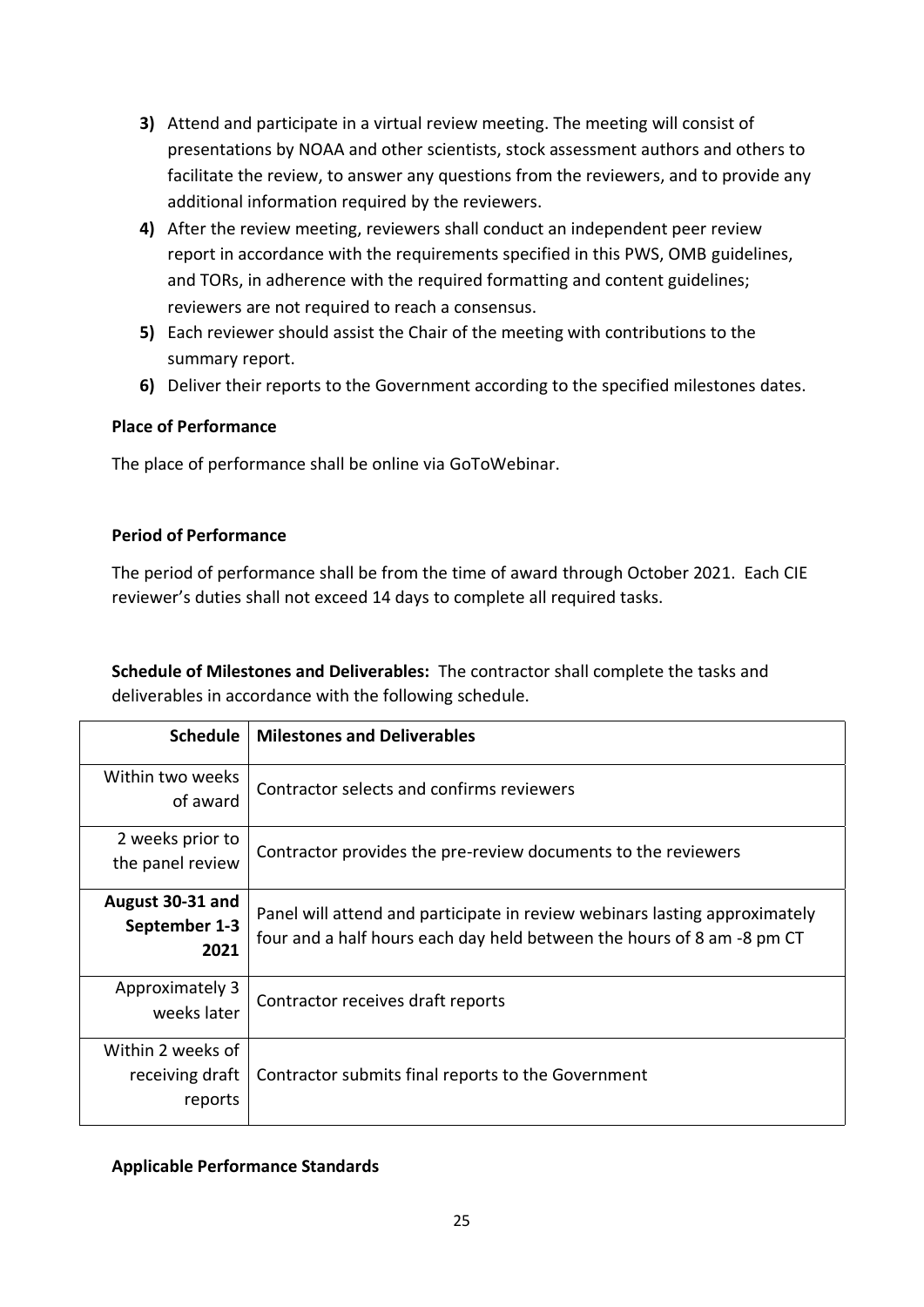3) Attend and participate in a virtual review meeting. The meeting will consist of presentations by NOAA and other scientists, stock assessment authors and others to facilitate the review, to answer any questions from the reviewers, and to provide any additional information required by the reviewers.
4) After the review meeting, reviewers shall conduct an independent peer review report in accordance with the requirements specified in this PWS, OMB guidelines, and TORs, in adherence with the required formatting and content guidelines; reviewers are not required to reach a consensus.
5) Each reviewer should assist the Chair of the meeting with contributions to the summary report.
6) Deliver their reports to the Government according to the specified milestones dates.

**Place of Performance**

The place of performance shall be online via GoToWebinar.

**Period of Performance**

The period of performance shall be from the time of award through October 2021. Each CIE reviewer's duties shall not exceed 14 days to complete all required tasks.

**Schedule of Milestones and Deliverables:** The contractor shall complete the tasks and deliverables in accordance with the following schedule.

| Schedule | Milestones and Deliverables |
|---|---|
| Within two weeks of award | Contractor selects and confirms reviewers |
| 2 weeks prior to the panel review | Contractor provides the pre-review documents to the reviewers |
| **August 30-31 and September 1-3 2021** | Panel will attend and participate in review webinars lasting approximately four and a half hours each day held between the hours of 8 am -8 pm CT |
| Approximately 3 weeks later | Contractor receives draft reports |
| Within 2 weeks of receiving draft reports | Contractor submits final reports to the Government |

**Applicable Performance Standards**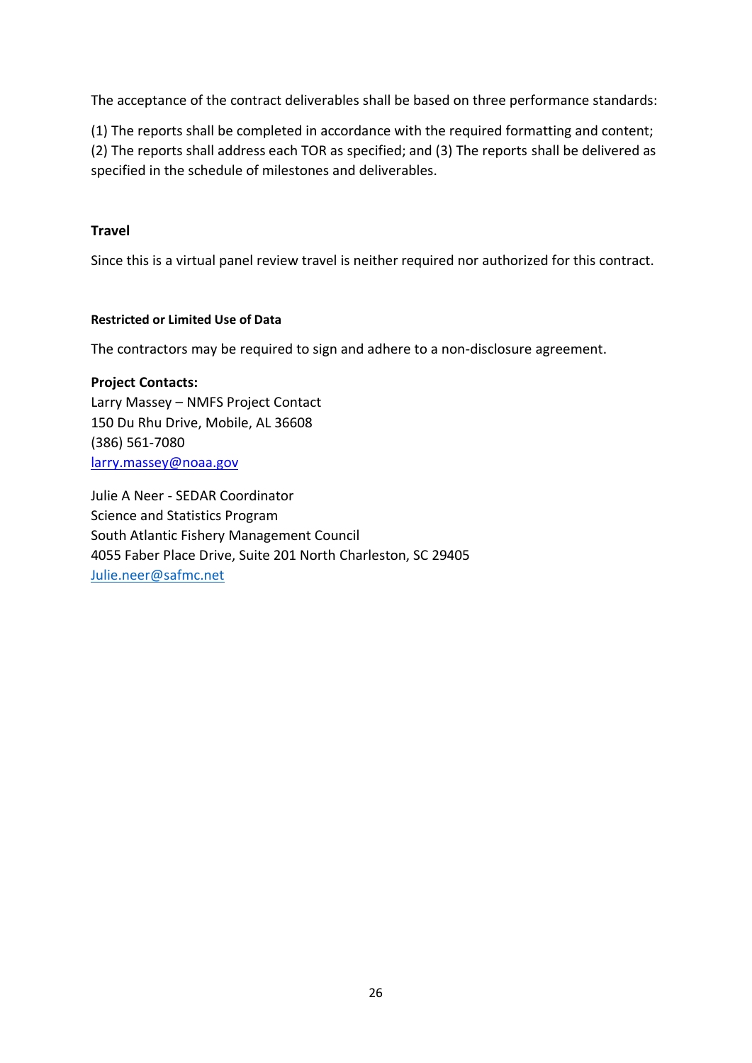The acceptance of the contract deliverables shall be based on three performance standards:

(1) The reports shall be completed in accordance with the required formatting and content; (2) The reports shall address each TOR as specified; and (3) The reports shall be delivered as specified in the schedule of milestones and deliverables.

**Travel**

Since this is a virtual panel review travel is neither required nor authorized for this contract.

**Restricted or Limited Use of Data**

The contractors may be required to sign and adhere to a non-disclosure agreement.

**Project Contacts:**
Larry Massey – NMFS Project Contact
150 Du Rhu Drive, Mobile, AL 36608
(386) 561-7080
larry.massey@noaa.gov

Julie A Neer - SEDAR Coordinator
Science and Statistics Program
South Atlantic Fishery Management Council
4055 Faber Place Drive, Suite 201 North Charleston, SC 29405
Julie.neer@safmc.net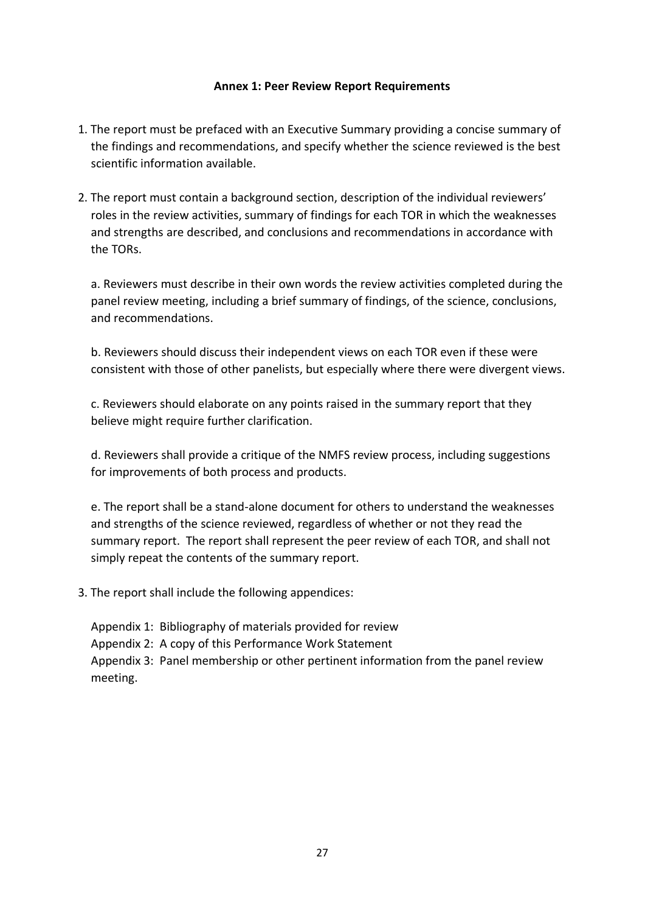## Annex 1: Peer Review Report Requirements

1. The report must be prefaced with an Executive Summary providing a concise summary of the findings and recommendations, and specify whether the science reviewed is the best scientific information available.

2. The report must contain a background section, description of the individual reviewers' roles in the review activities, summary of findings for each TOR in which the weaknesses and strengths are described, and conclusions and recommendations in accordance with the TORs.

   a. Reviewers must describe in their own words the review activities completed during the panel review meeting, including a brief summary of findings, of the science, conclusions, and recommendations.

   b. Reviewers should discuss their independent views on each TOR even if these were consistent with those of other panelists, but especially where there were divergent views.

   c. Reviewers should elaborate on any points raised in the summary report that they believe might require further clarification.

   d. Reviewers shall provide a critique of the NMFS review process, including suggestions for improvements of both process and products.

   e. The report shall be a stand-alone document for others to understand the weaknesses and strengths of the science reviewed, regardless of whether or not they read the summary report. The report shall represent the peer review of each TOR, and shall not simply repeat the contents of the summary report.

3. The report shall include the following appendices:

   Appendix 1: Bibliography of materials provided for review
   Appendix 2: A copy of this Performance Work Statement
   Appendix 3: Panel membership or other pertinent information from the panel review meeting.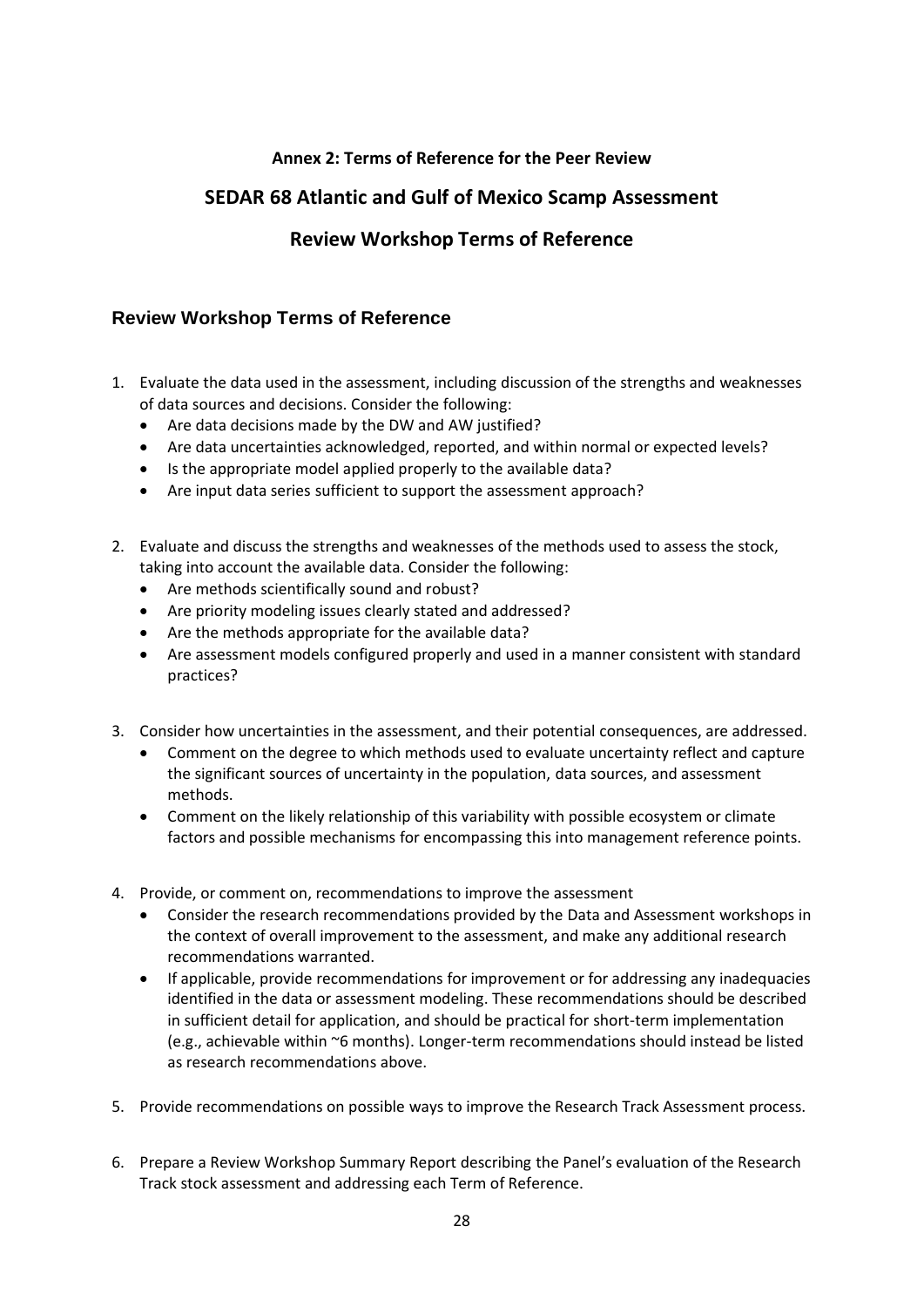**Annex 2: Terms of Reference for the Peer Review**

## SEDAR 68 Atlantic and Gulf of Mexico Scamp Assessment

## Review Workshop Terms of Reference

### Review Workshop Terms of Reference

1. Evaluate the data used in the assessment, including discussion of the strengths and weaknesses of data sources and decisions. Consider the following:
   - Are data decisions made by the DW and AW justified?
   - Are data uncertainties acknowledged, reported, and within normal or expected levels?
   - Is the appropriate model applied properly to the available data?
   - Are input data series sufficient to support the assessment approach?

2. Evaluate and discuss the strengths and weaknesses of the methods used to assess the stock, taking into account the available data. Consider the following:
   - Are methods scientifically sound and robust?
   - Are priority modeling issues clearly stated and addressed?
   - Are the methods appropriate for the available data?
   - Are assessment models configured properly and used in a manner consistent with standard practices?

3. Consider how uncertainties in the assessment, and their potential consequences, are addressed.
   - Comment on the degree to which methods used to evaluate uncertainty reflect and capture the significant sources of uncertainty in the population, data sources, and assessment methods.
   - Comment on the likely relationship of this variability with possible ecosystem or climate factors and possible mechanisms for encompassing this into management reference points.

4. Provide, or comment on, recommendations to improve the assessment
   - Consider the research recommendations provided by the Data and Assessment workshops in the context of overall improvement to the assessment, and make any additional research recommendations warranted.
   - If applicable, provide recommendations for improvement or for addressing any inadequacies identified in the data or assessment modeling. These recommendations should be described in sufficient detail for application, and should be practical for short-term implementation (e.g., achievable within ~6 months). Longer-term recommendations should instead be listed as research recommendations above.

5. Provide recommendations on possible ways to improve the Research Track Assessment process.

6. Prepare a Review Workshop Summary Report describing the Panel's evaluation of the Research Track stock assessment and addressing each Term of Reference.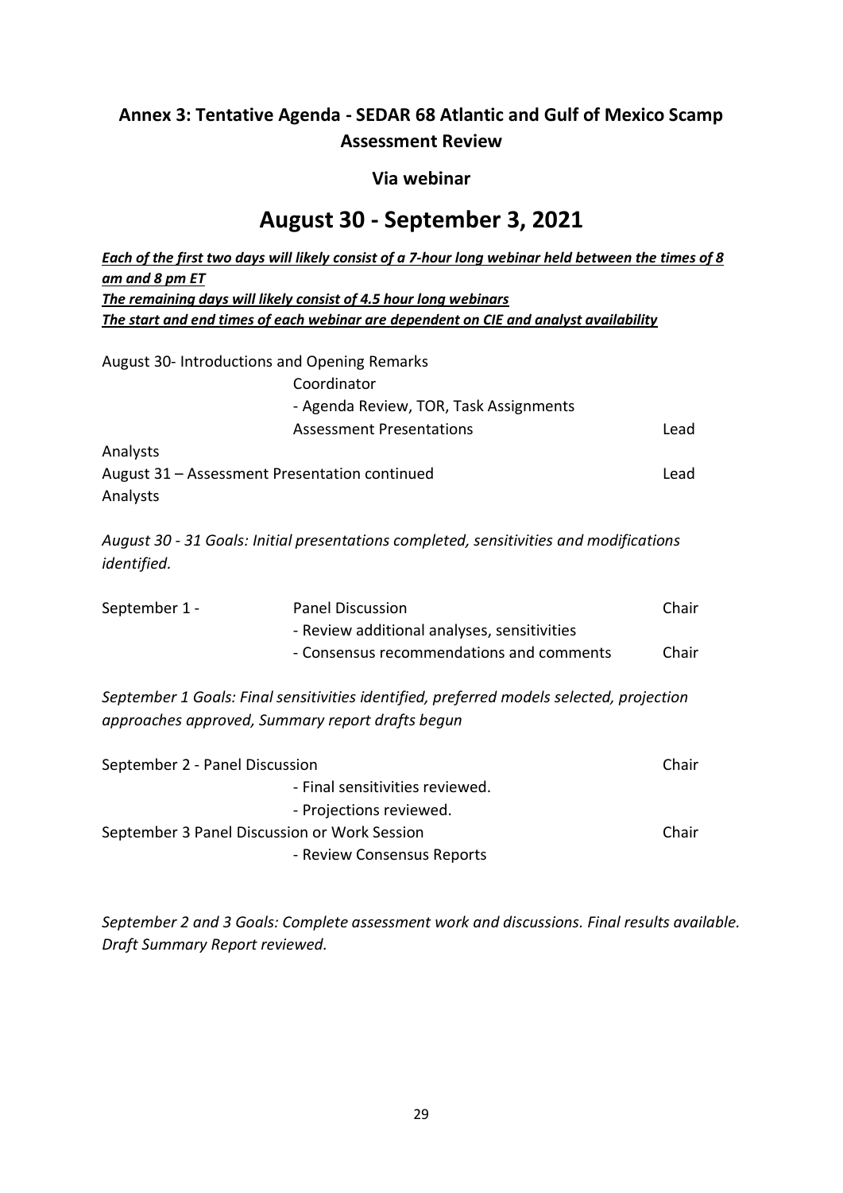## Annex 3: Tentative Agenda - SEDAR 68 Atlantic and Gulf of Mexico Scamp Assessment Review

### Via webinar

# August 30 - September 3, 2021

***Each of the first two days will likely consist of a 7-hour long webinar held between the times of 8 am and 8 pm ET***
***The remaining days will likely consist of 4.5 hour long webinars***
***The start and end times of each webinar are dependent on CIE and analyst availability***

August 30- Introductions and Opening Remarks
Coordinator
- Agenda Review, TOR, Task Assignments

Assessment Presentations — Lead Analysts

August 31 – Assessment Presentation continued — Lead Analysts

*August 30 - 31 Goals: Initial presentations completed, sensitivities and modifications identified.*

September 1 - Panel Discussion — Chair
- Review additional analyses, sensitivities
- Consensus recommendations and comments — Chair

*September 1 Goals: Final sensitivities identified, preferred models selected, projection approaches approved, Summary report drafts begun*

September 2 - Panel Discussion — Chair
- Final sensitivities reviewed.
- Projections reviewed.

September 3 Panel Discussion or Work Session — Chair
- Review Consensus Reports

*September 2 and 3 Goals: Complete assessment work and discussions. Final results available. Draft Summary Report reviewed.*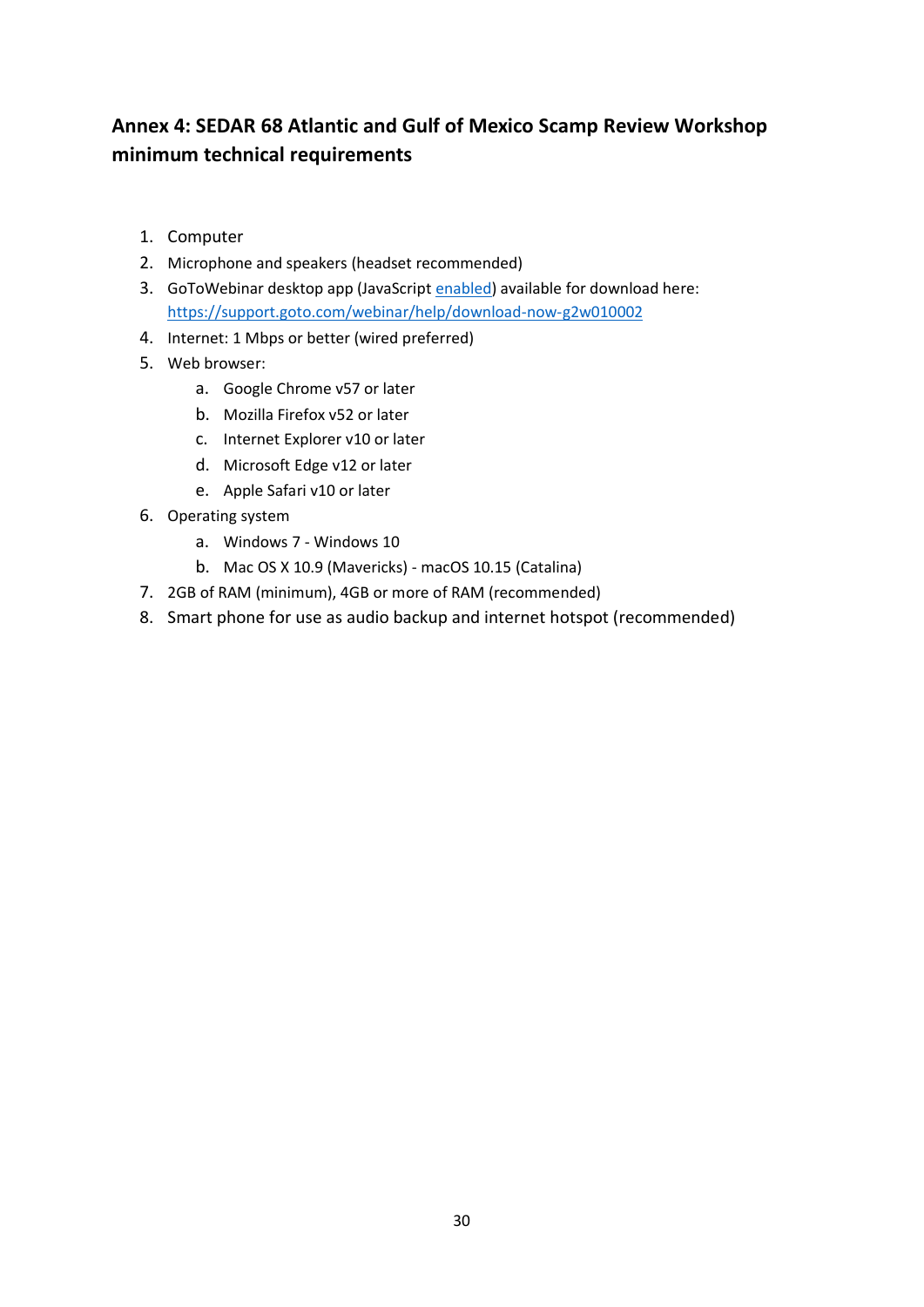## Annex 4: SEDAR 68 Atlantic and Gulf of Mexico Scamp Review Workshop minimum technical requirements

1. Computer
2. Microphone and speakers (headset recommended)
3. GoToWebinar desktop app (JavaScript enabled) available for download here: https://support.goto.com/webinar/help/download-now-g2w010002
4. Internet: 1 Mbps or better (wired preferred)
5. Web browser:
    a. Google Chrome v57 or later
    b. Mozilla Firefox v52 or later
    c. Internet Explorer v10 or later
    d. Microsoft Edge v12 or later
    e. Apple Safari v10 or later
6. Operating system
    a. Windows 7 - Windows 10
    b. Mac OS X 10.9 (Mavericks) - macOS 10.15 (Catalina)
7. 2GB of RAM (minimum), 4GB or more of RAM (recommended)
8. Smart phone for use as audio backup and internet hotspot (recommended)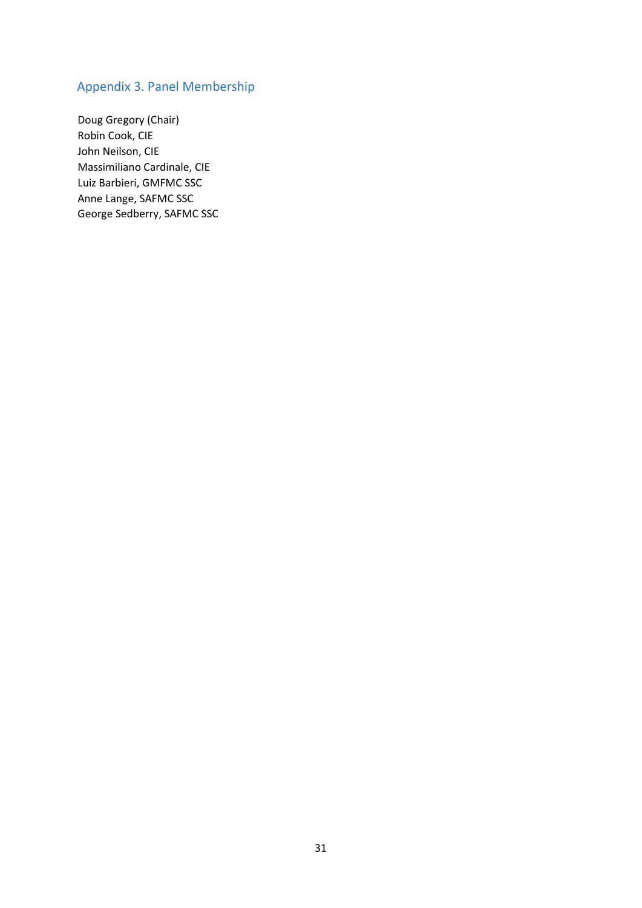## Appendix 3. Panel Membership

Doug Gregory (Chair)
Robin Cook, CIE
John Neilson, CIE
Massimiliano Cardinale, CIE
Luiz Barbieri, GMFMC SSC
Anne Lange, SAFMC SSC
George Sedberry, SAFMC SSC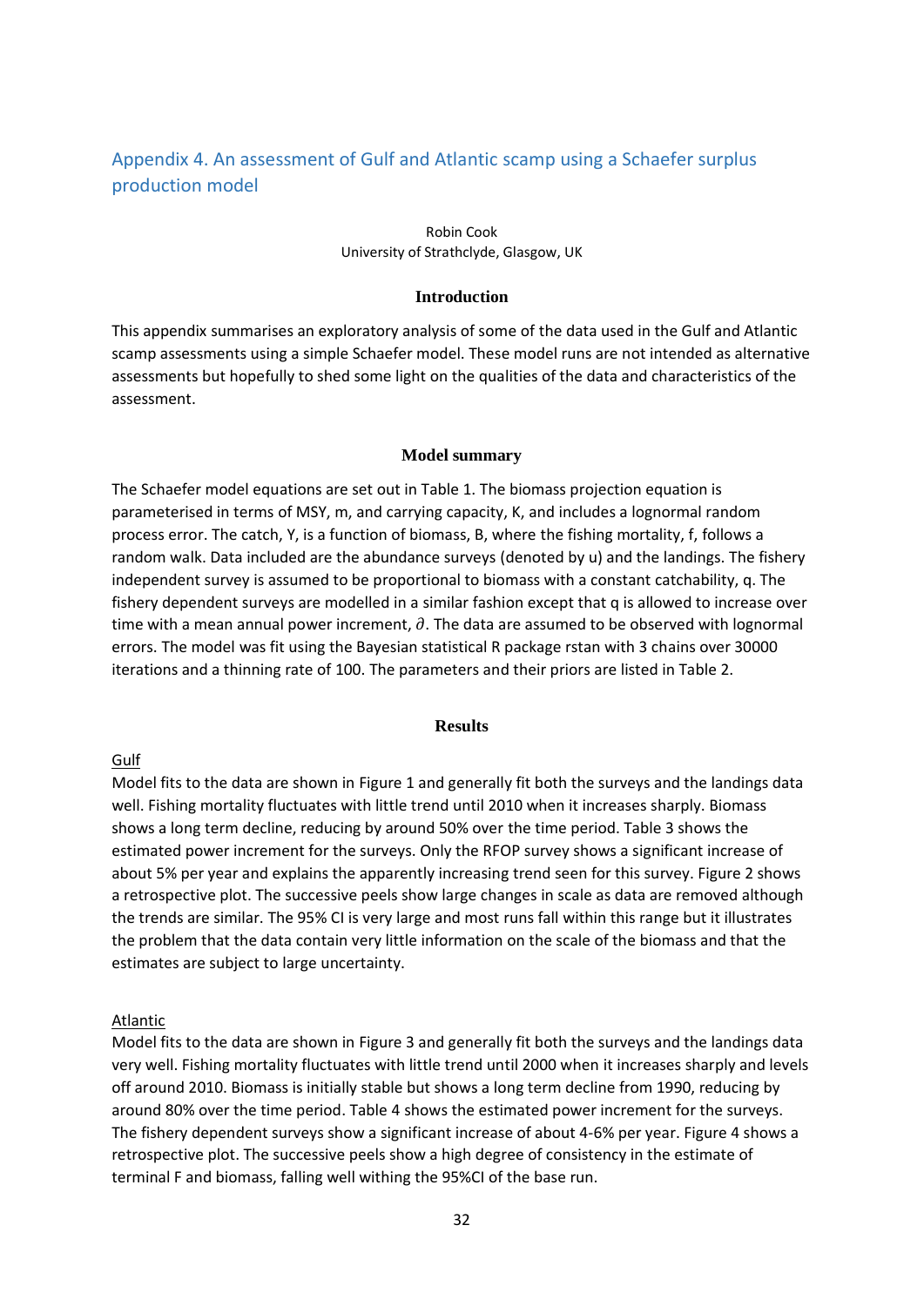## Appendix 4. An assessment of Gulf and Atlantic scamp using a Schaefer surplus production model

Robin Cook
University of Strathclyde, Glasgow, UK

### Introduction

This appendix summarises an exploratory analysis of some of the data used in the Gulf and Atlantic scamp assessments using a simple Schaefer model. These model runs are not intended as alternative assessments but hopefully to shed some light on the qualities of the data and characteristics of the assessment.

### Model summary

The Schaefer model equations are set out in Table 1. The biomass projection equation is parameterised in terms of MSY, m, and carrying capacity, K, and includes a lognormal random process error. The catch, Y, is a function of biomass, B, where the fishing mortality, f, follows a random walk. Data included are the abundance surveys (denoted by u) and the landings. The fishery independent survey is assumed to be proportional to biomass with a constant catchability, q. The fishery dependent surveys are modelled in a similar fashion except that q is allowed to increase over time with a mean annual power increment, $\partial$. The data are assumed to be observed with lognormal errors. The model was fit using the Bayesian statistical R package rstan with 3 chains over 30000 iterations and a thinning rate of 100. The parameters and their priors are listed in Table 2.

### Results

Gulf

Model fits to the data are shown in Figure 1 and generally fit both the surveys and the landings data well. Fishing mortality fluctuates with little trend until 2010 when it increases sharply. Biomass shows a long term decline, reducing by around 50% over the time period. Table 3 shows the estimated power increment for the surveys. Only the RFOP survey shows a significant increase of about 5% per year and explains the apparently increasing trend seen for this survey. Figure 2 shows a retrospective plot. The successive peels show large changes in scale as data are removed although the trends are similar. The 95% CI is very large and most runs fall within this range but it illustrates the problem that the data contain very little information on the scale of the biomass and that the estimates are subject to large uncertainty.

Atlantic

Model fits to the data are shown in Figure 3 and generally fit both the surveys and the landings data very well. Fishing mortality fluctuates with little trend until 2000 when it increases sharply and levels off around 2010. Biomass is initially stable but shows a long term decline from 1990, reducing by around 80% over the time period. Table 4 shows the estimated power increment for the surveys. The fishery dependent surveys show a significant increase of about 4-6% per year. Figure 4 shows a retrospective plot. The successive peels show a high degree of consistency in the estimate of terminal F and biomass, falling well withing the 95%CI of the base run.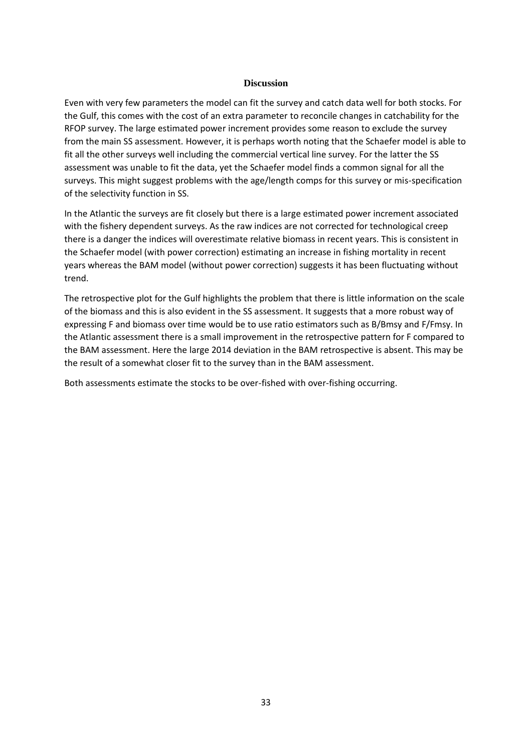## Discussion

Even with very few parameters the model can fit the survey and catch data well for both stocks. For the Gulf, this comes with the cost of an extra parameter to reconcile changes in catchability for the RFOP survey. The large estimated power increment provides some reason to exclude the survey from the main SS assessment. However, it is perhaps worth noting that the Schaefer model is able to fit all the other surveys well including the commercial vertical line survey. For the latter the SS assessment was unable to fit the data, yet the Schaefer model finds a common signal for all the surveys. This might suggest problems with the age/length comps for this survey or mis-specification of the selectivity function in SS.

In the Atlantic the surveys are fit closely but there is a large estimated power increment associated with the fishery dependent surveys. As the raw indices are not corrected for technological creep there is a danger the indices will overestimate relative biomass in recent years. This is consistent in the Schaefer model (with power correction) estimating an increase in fishing mortality in recent years whereas the BAM model (without power correction) suggests it has been fluctuating without trend.

The retrospective plot for the Gulf highlights the problem that there is little information on the scale of the biomass and this is also evident in the SS assessment. It suggests that a more robust way of expressing F and biomass over time would be to use ratio estimators such as B/Bmsy and F/Fmsy. In the Atlantic assessment there is a small improvement in the retrospective pattern for F compared to the BAM assessment. Here the large 2014 deviation in the BAM retrospective is absent. This may be the result of a somewhat closer fit to the survey than in the BAM assessment.

Both assessments estimate the stocks to be over-fished with over-fishing occurring.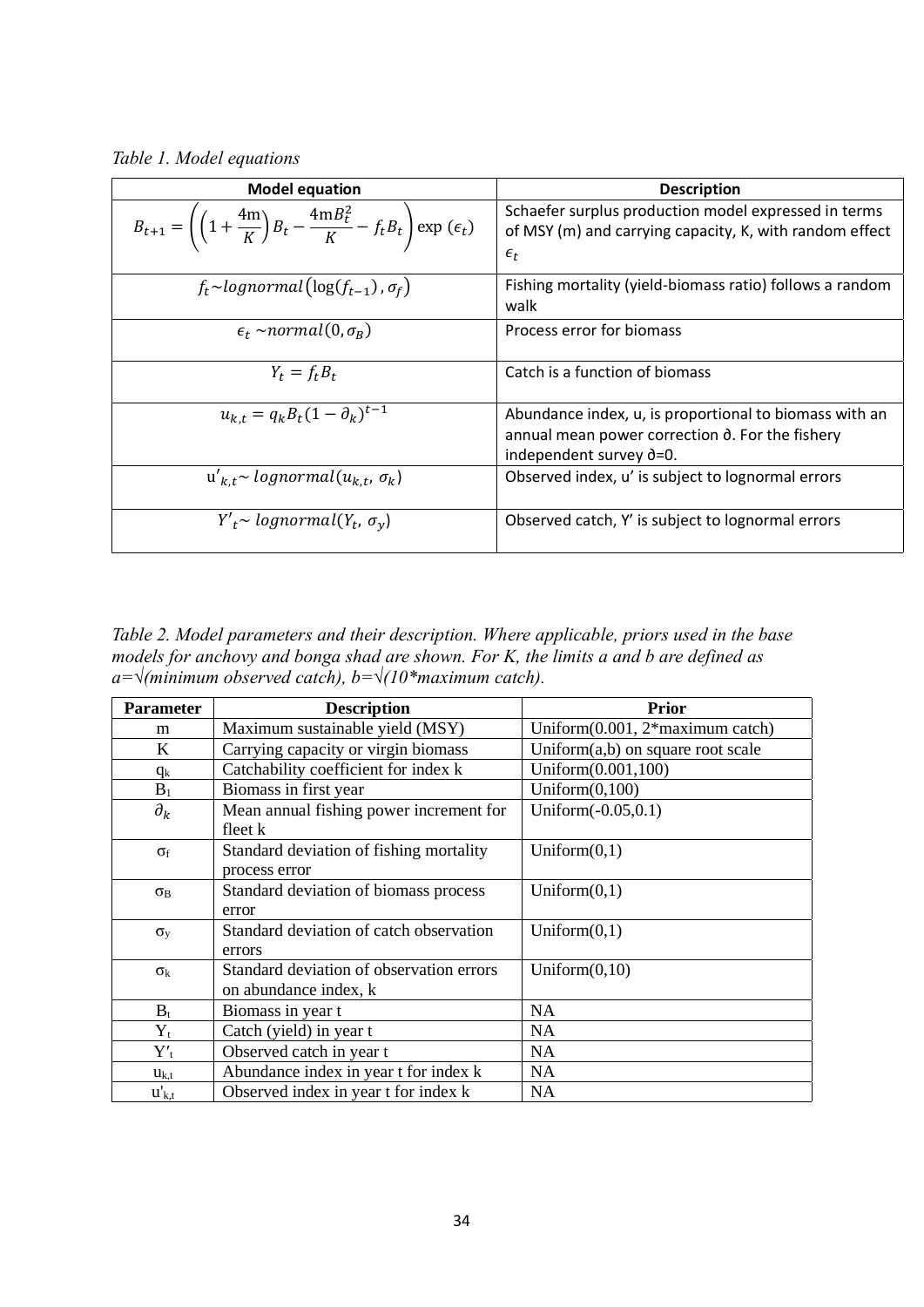*Table 1. Model equations*

| Model equation | Description |
|---|---|
| $B_{t+1} = \left( \left(1 + \frac{4\text{m}}{K}\right) B_t - \frac{4\text{m}B_t^2}{K} - f_t B_t \right) \exp\,(\epsilon_t)$ | Schaefer surplus production model expressed in terms of MSY (m) and carrying capacity, K, with random effect $\epsilon_t$ |
| $f_t \sim lognormal\big(\log(f_{t-1}), \sigma_f\big)$ | Fishing mortality (yield-biomass ratio) follows a random walk |
| $\epsilon_t \sim normal(0, \sigma_B)$ | Process error for biomass |
| $Y_t = f_t B_t$ | Catch is a function of biomass |
| $u_{k,t} = q_k B_t (1 - \partial_k)^{t-1}$ | Abundance index, u, is proportional to biomass with an annual mean power correction ∂. For the fishery independent survey ∂=0. |
| $\text{u}'_{k,t} \sim lognormal(u_{k,t},\, \sigma_k)$ | Observed index, u' is subject to lognormal errors |
| $Y'_t \sim lognormal(Y_t,\, \sigma_y)$ | Observed catch, Y' is subject to lognormal errors |

*Table 2. Model parameters and their description. Where applicable, priors used in the base models for anchovy and bonga shad are shown. For K, the limits a and b are defined as a=√(minimum observed catch), b=√(10\*maximum catch).*

| Parameter | Description | Prior |
|---|---|---|
| m | Maximum sustainable yield (MSY) | Uniform(0.001, 2*maximum catch) |
| K | Carrying capacity or virgin biomass | Uniform(a,b) on square root scale |
| $q_k$ | Catchability coefficient for index k | Uniform(0.001,100) |
| $B_1$ | Biomass in first year | Uniform(0,100) |
| $\partial_k$ | Mean annual fishing power increment for fleet k | Uniform(-0.05,0.1) |
| $\sigma_f$ | Standard deviation of fishing mortality process error | Uniform(0,1) |
| $\sigma_B$ | Standard deviation of biomass process error | Uniform(0,1) |
| $\sigma_y$ | Standard deviation of catch observation errors | Uniform(0,1) |
| $\sigma_k$ | Standard deviation of observation errors on abundance index, k | Uniform(0,10) |
| $B_t$ | Biomass in year t | NA |
| $Y_t$ | Catch (yield) in year t | NA |
| $Y'_t$ | Observed catch in year t | NA |
| $u_{k,t}$ | Abundance index in year t for index k | NA |
| $u'_{k,t}$ | Observed index in year t for index k | NA |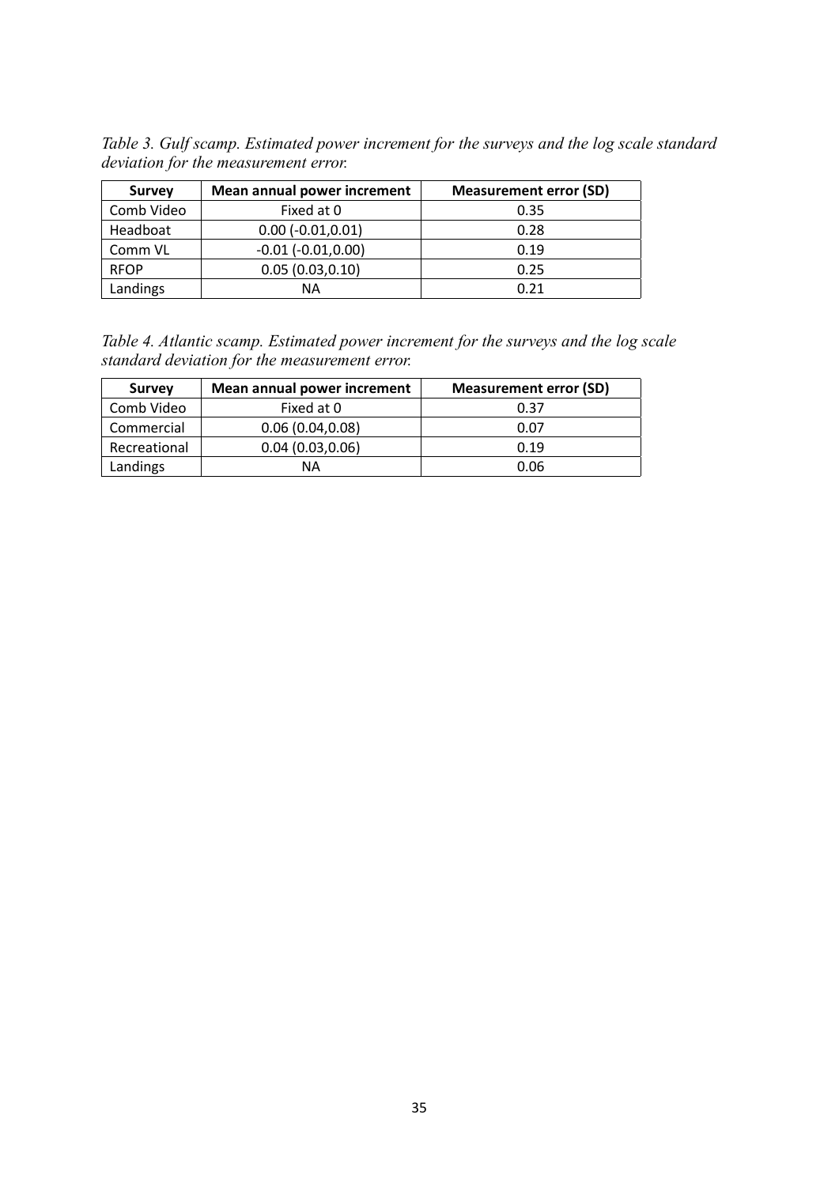*Table 3. Gulf scamp. Estimated power increment for the surveys and the log scale standard deviation for the measurement error.*

| Survey | Mean annual power increment | Measurement error (SD) |
|---|---|---|
| Comb Video | Fixed at 0 | 0.35 |
| Headboat | 0.00 (-0.01,0.01) | 0.28 |
| Comm VL | -0.01 (-0.01,0.00) | 0.19 |
| RFOP | 0.05 (0.03,0.10) | 0.25 |
| Landings | NA | 0.21 |

*Table 4. Atlantic scamp. Estimated power increment for the surveys and the log scale standard deviation for the measurement error.*

| Survey | Mean annual power increment | Measurement error (SD) |
|---|---|---|
| Comb Video | Fixed at 0 | 0.37 |
| Commercial | 0.06 (0.04,0.08) | 0.07 |
| Recreational | 0.04 (0.03,0.06) | 0.19 |
| Landings | NA | 0.06 |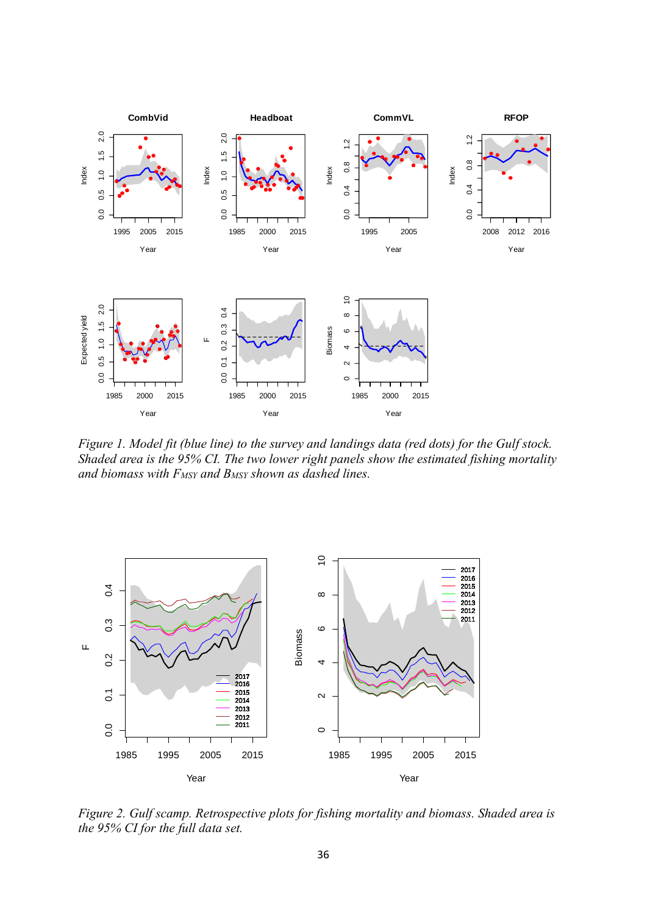*Figure 1. Model fit (blue line) to the survey and landings data (red dots) for the Gulf stock. Shaded area is the 95% CI. The two lower right panels show the estimated fishing mortality and biomass with $F_{MSY}$ and $B_{MSY}$ shown as dashed lines.*

*Figure 2. Gulf scamp. Retrospective plots for fishing mortality and biomass. Shaded area is the 95% CI for the full data set.*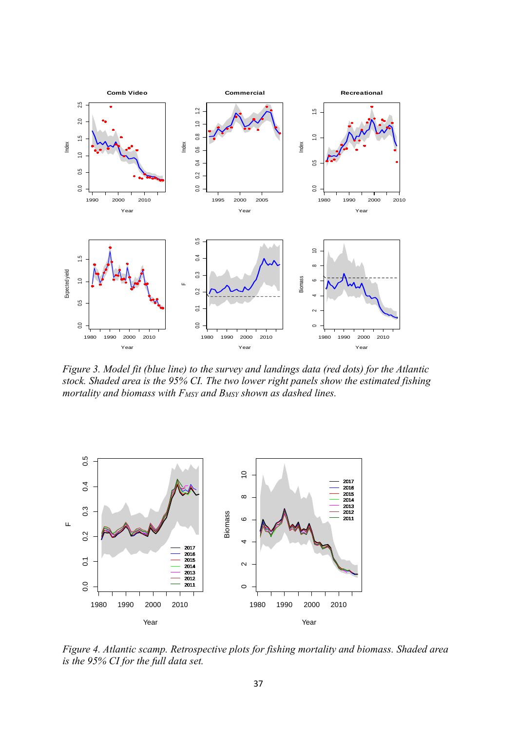Comb Video

Index

2.5 2.0 1.5 1.0 0.5 0.0

1990 2000 2010

Year

Commercial

Index

1.2 1.0 0.8 0.6 0.4 0.2 0.0

1995 2000 2005

Year

Recreational

Index

1.5 1.0 0.5 0.0

1980 1990 2000 2010

Year

Expected yield

1.5 1.0 0.5 0.0

1980 1990 2000 2010

Year

F

0.5 0.4 0.3 0.2 0.1 0.0

1980 1990 2000 2010

Year

Biomass

10 8 6 4 2 0

1980 1990 2000 2010

Year

*Figure 3. Model fit (blue line) to the survey and landings data (red dots) for the Atlantic stock. Shaded area is the 95% CI. The two lower right panels show the estimated fishing mortality and biomass with $F_{MSY}$ and $B_{MSY}$ shown as dashed lines.*

F

0.5 0.4 0.3 0.2 0.1 0.0

1980 1990 2000 2010

Year

2017
2016
2015
2014
2013
2012
2011

Biomass

10 8 6 4 2 0

1980 1990 2000 2010

Year

2017
2016
2015
2014
2013
2012
2011

*Figure 4. Atlantic scamp. Retrospective plots for fishing mortality and biomass. Shaded area is the 95% CI for the full data set.*